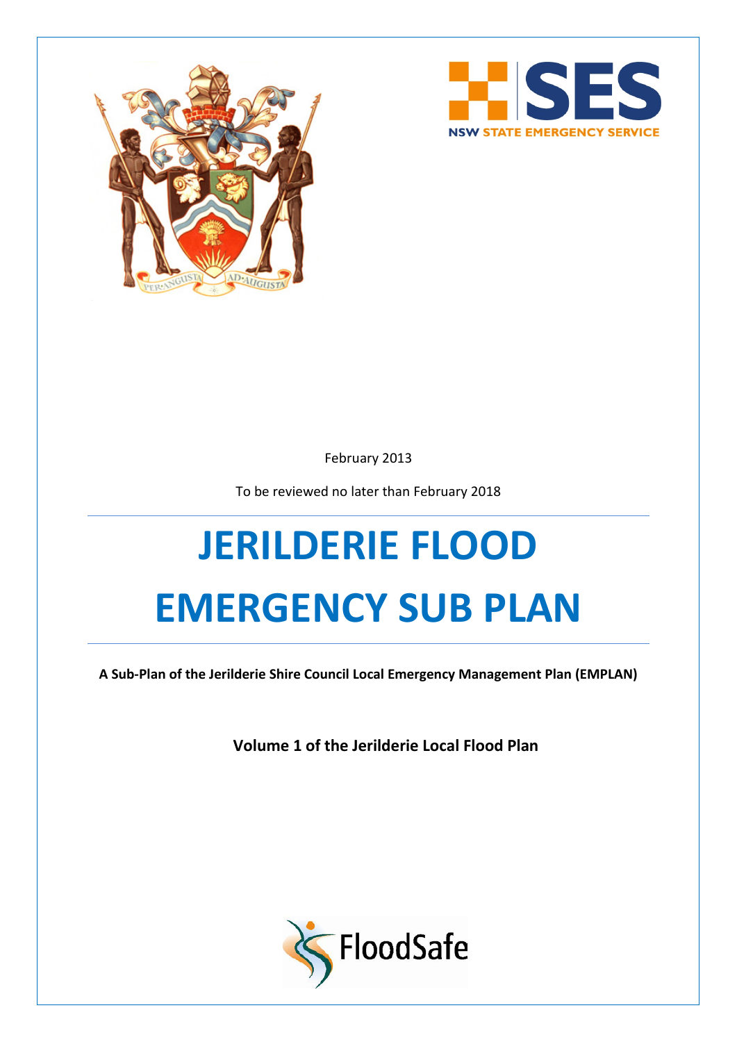February 2013

To be reviewed no later than February 2018

# JERILDERIE FLOOD EMERGENCY SUB PLAN

**A Sub-Plan of the Jerilderie Shire Council Local Emergency Management Plan (EMPLAN)**

**Volume 1 of the Jerilderie Local Flood Plan**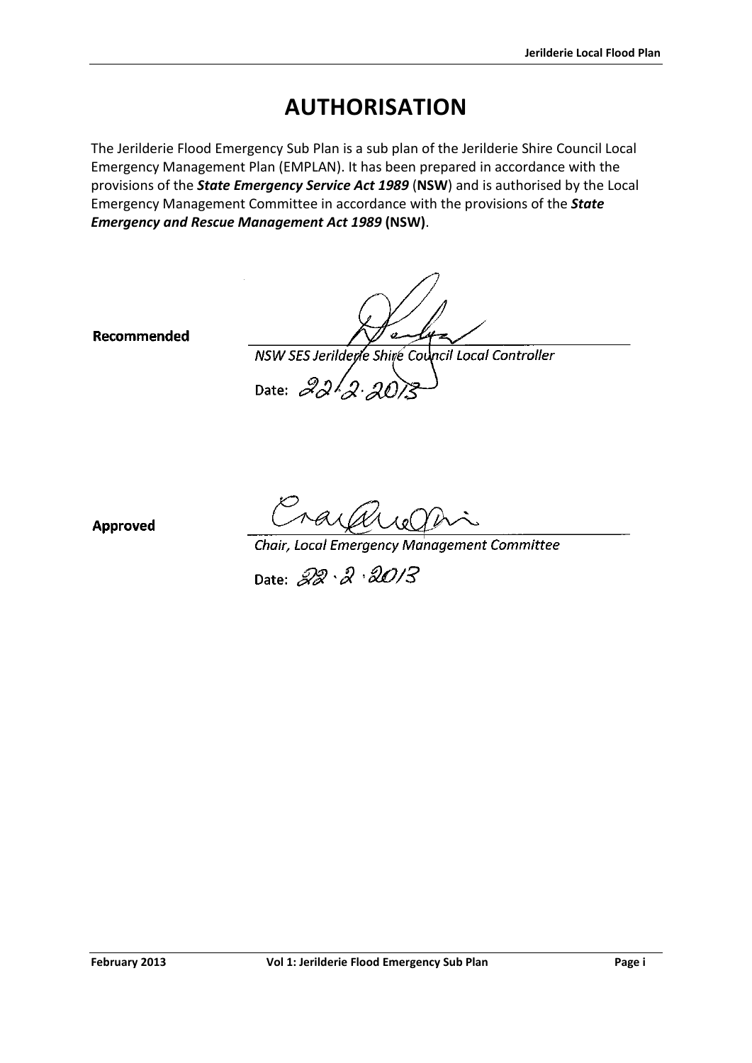# AUTHORISATION

The Jerilderie Flood Emergency Sub Plan is a sub plan of the Jerilderie Shire Council Local Emergency Management Plan (EMPLAN). It has been prepared in accordance with the provisions of the ***State Emergency Service Act 1989*** (**NSW**) and is authorised by the Local Emergency Management Committee in accordance with the provisions of the ***State Emergency and Rescue Management Act 1989*** **(NSW)**.

**Recommended**

*NSW SES Jerilderie Shire Council Local Controller*

Date: 22.2.2013

**Approved**

*Chair, Local Emergency Management Committee*

Date: 22.2.2013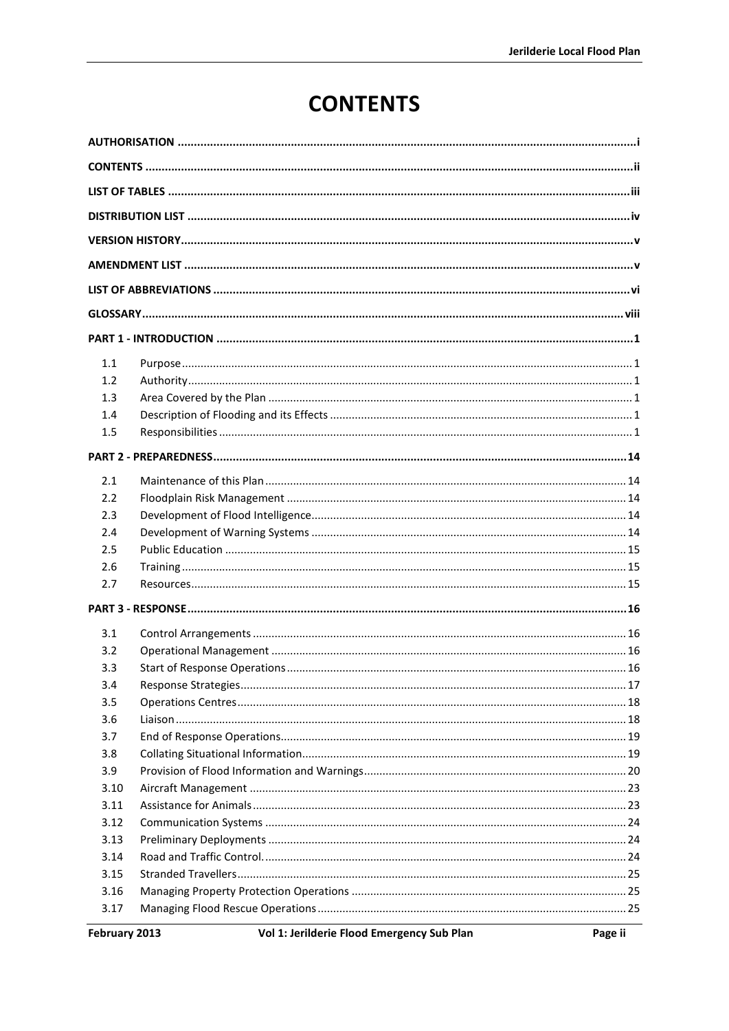# CONTENTS

**AUTHORISATION** .... i

**CONTENTS** .... ii

**LIST OF TABLES** .... iii

**DISTRIBUTION LIST** .... iv

**VERSION HISTORY** .... v

**AMENDMENT LIST** .... v

**LIST OF ABBREVIATIONS** .... vi

**GLOSSARY** .... viii

**PART 1 - INTRODUCTION** .... 1

- 1.1 Purpose .... 1
- 1.2 Authority .... 1
- 1.3 Area Covered by the Plan .... 1
- 1.4 Description of Flooding and its Effects .... 1
- 1.5 Responsibilities .... 1

**PART 2 - PREPAREDNESS** .... 14

- 2.1 Maintenance of this Plan .... 14
- 2.2 Floodplain Risk Management .... 14
- 2.3 Development of Flood Intelligence .... 14
- 2.4 Development of Warning Systems .... 14
- 2.5 Public Education .... 15
- 2.6 Training .... 15
- 2.7 Resources .... 15

**PART 3 - RESPONSE** .... 16

- 3.1 Control Arrangements .... 16
- 3.2 Operational Management .... 16
- 3.3 Start of Response Operations .... 16
- 3.4 Response Strategies .... 17
- 3.5 Operations Centres .... 18
- 3.6 Liaison .... 18
- 3.7 End of Response Operations .... 19
- 3.8 Collating Situational Information .... 19
- 3.9 Provision of Flood Information and Warnings .... 20
- 3.10 Aircraft Management .... 23
- 3.11 Assistance for Animals .... 23
- 3.12 Communication Systems .... 24
- 3.13 Preliminary Deployments .... 24
- 3.14 Road and Traffic Control. .... 24
- 3.15 Stranded Travellers .... 25
- 3.16 Managing Property Protection Operations .... 25
- 3.17 Managing Flood Rescue Operations .... 25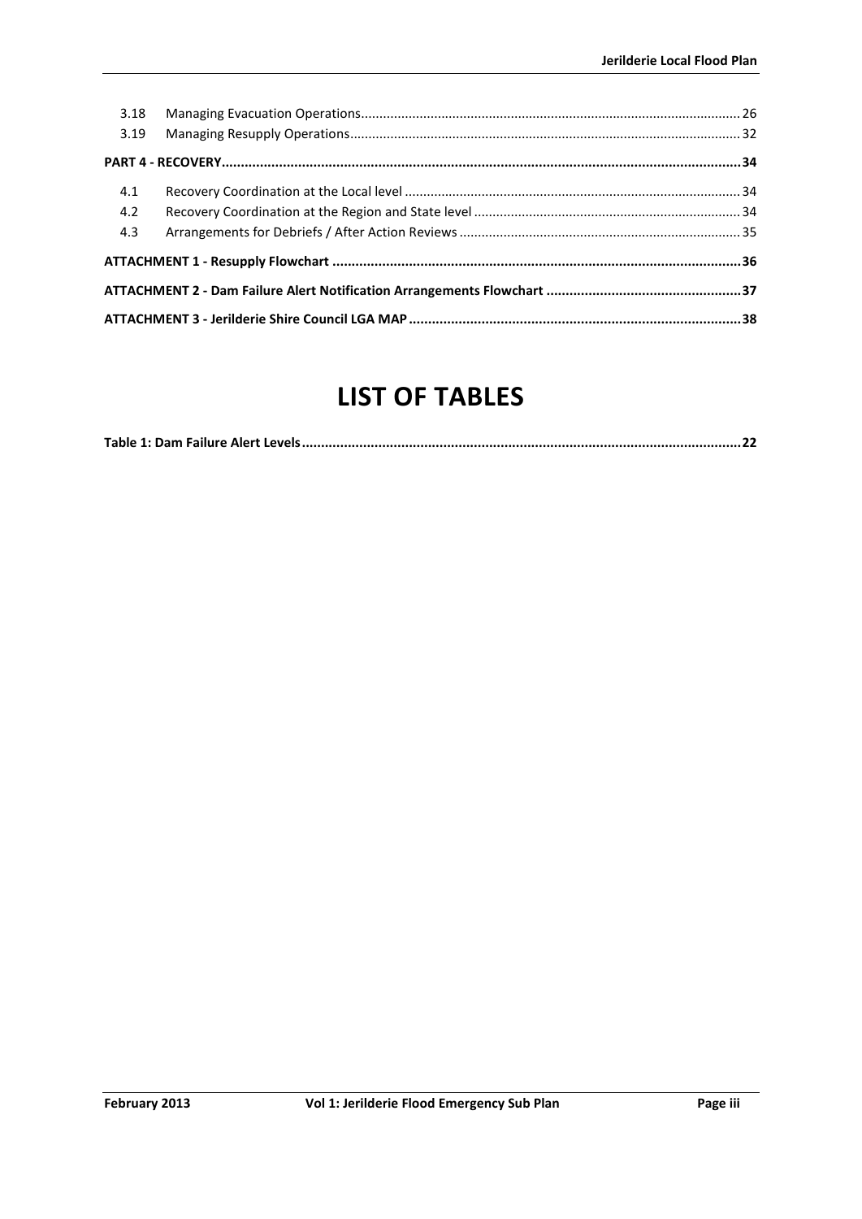| | | |
|---|---|---|
| 3.18 | Managing Evacuation Operations | 26 |
| 3.19 | Managing Resupply Operations | 32 |
| **PART 4 - RECOVERY** | | **34** |
| 4.1 | Recovery Coordination at the Local level | 34 |
| 4.2 | Recovery Coordination at the Region and State level | 34 |
| 4.3 | Arrangements for Debriefs / After Action Reviews | 35 |
| **ATTACHMENT 1 - Resupply Flowchart** | | **36** |
| **ATTACHMENT 2 - Dam Failure Alert Notification Arrangements Flowchart** | | **37** |
| **ATTACHMENT 3 - Jerilderie Shire Council LGA MAP** | | **38** |

# LIST OF TABLES

**Table 1: Dam Failure Alert Levels** ..... **22**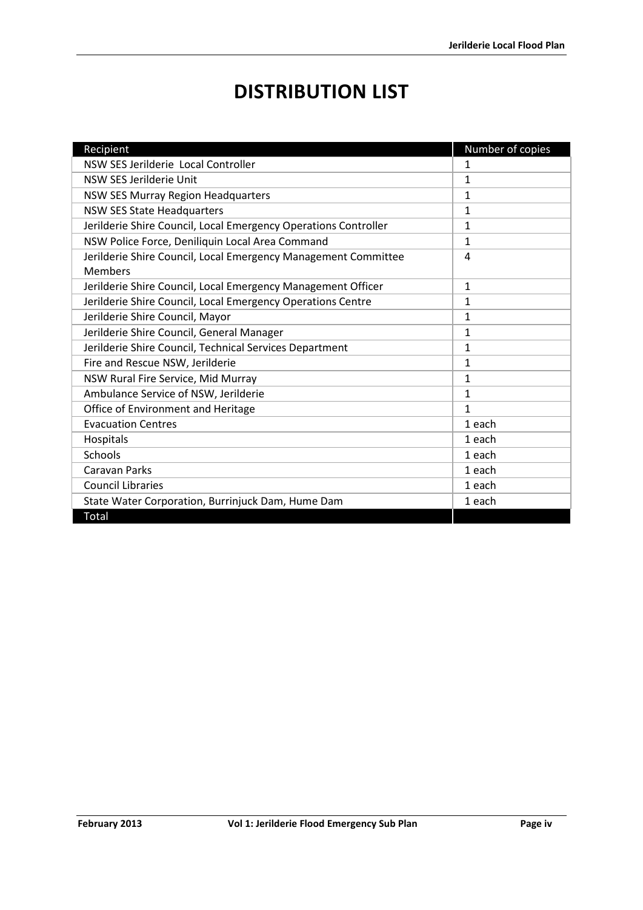# DISTRIBUTION LIST

| Recipient | Number of copies |
|---|---|
| NSW SES Jerilderie Local Controller | 1 |
| NSW SES Jerilderie Unit | 1 |
| NSW SES Murray Region Headquarters | 1 |
| NSW SES State Headquarters | 1 |
| Jerilderie Shire Council, Local Emergency Operations Controller | 1 |
| NSW Police Force, Deniliquin Local Area Command | 1 |
| Jerilderie Shire Council, Local Emergency Management Committee Members | 4 |
| Jerilderie Shire Council, Local Emergency Management Officer | 1 |
| Jerilderie Shire Council, Local Emergency Operations Centre | 1 |
| Jerilderie Shire Council, Mayor | 1 |
| Jerilderie Shire Council, General Manager | 1 |
| Jerilderie Shire Council, Technical Services Department | 1 |
| Fire and Rescue NSW, Jerilderie | 1 |
| NSW Rural Fire Service, Mid Murray | 1 |
| Ambulance Service of NSW, Jerilderie | 1 |
| Office of Environment and Heritage | 1 |
| Evacuation Centres | 1 each |
| Hospitals | 1 each |
| Schools | 1 each |
| Caravan Parks | 1 each |
| Council Libraries | 1 each |
| State Water Corporation, Burrinjuck Dam, Hume Dam | 1 each |
| Total | |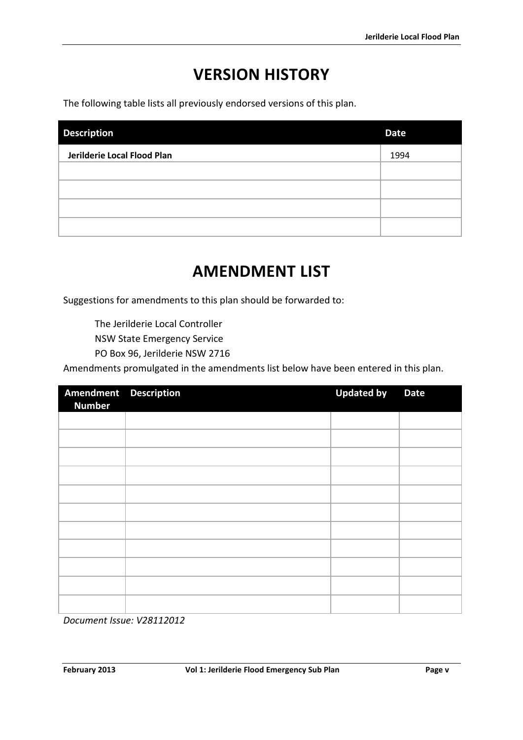# VERSION HISTORY

The following table lists all previously endorsed versions of this plan.

| Description | Date |
|---|---|
| **Jerilderie Local Flood Plan** | 1994 |
| | |
| | |
| | |
| | |

# AMENDMENT LIST

Suggestions for amendments to this plan should be forwarded to:

> The Jerilderie Local Controller
> NSW State Emergency Service
> PO Box 96, Jerilderie NSW 2716

Amendments promulgated in the amendments list below have been entered in this plan.

| Amendment Number | Description | Updated by | Date |
|---|---|---|---|
| | | | |
| | | | |
| | | | |
| | | | |
| | | | |
| | | | |
| | | | |
| | | | |
| | | | |
| | | | |
| | | | |

*Document Issue: V28112012*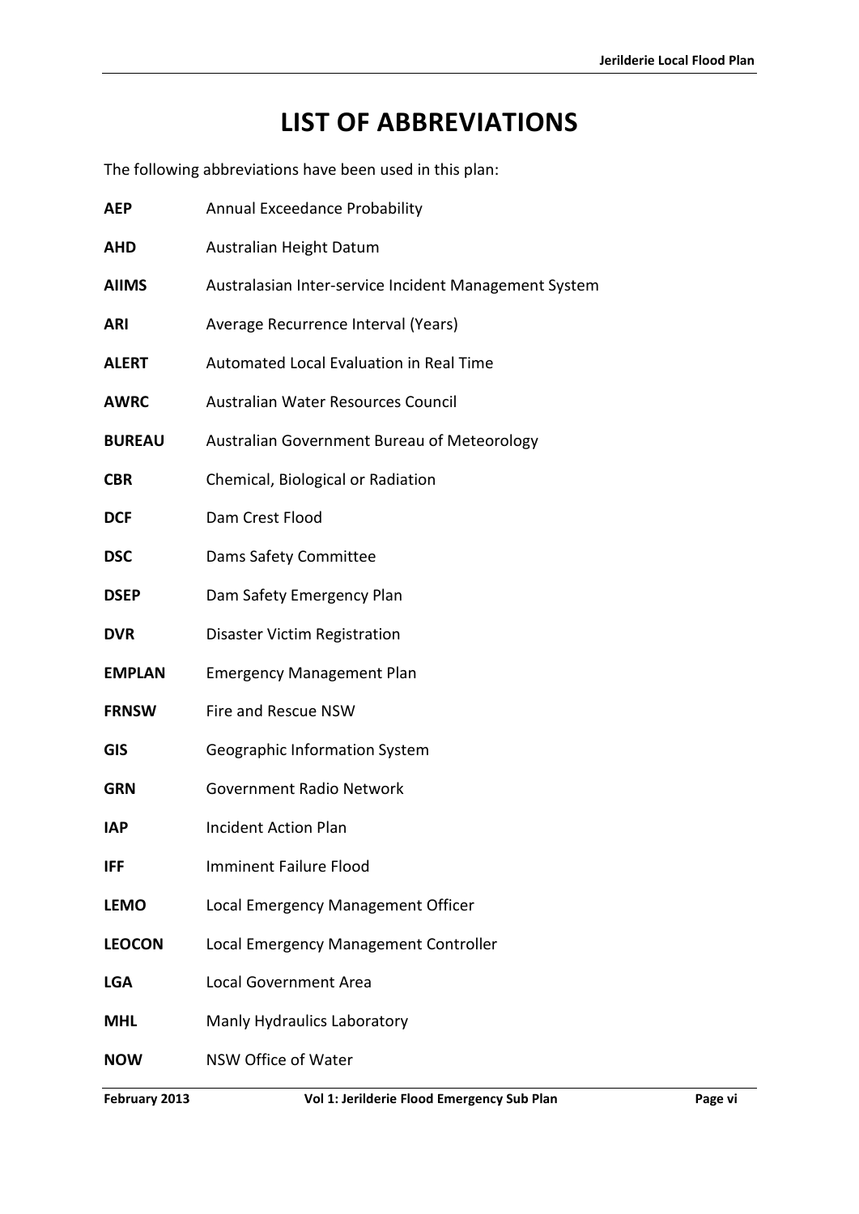# LIST OF ABBREVIATIONS

The following abbreviations have been used in this plan:

| | |
|---|---|
| **AEP** | Annual Exceedance Probability |
| **AHD** | Australian Height Datum |
| **AIIMS** | Australasian Inter-service Incident Management System |
| **ARI** | Average Recurrence Interval (Years) |
| **ALERT** | Automated Local Evaluation in Real Time |
| **AWRC** | Australian Water Resources Council |
| **BUREAU** | Australian Government Bureau of Meteorology |
| **CBR** | Chemical, Biological or Radiation |
| **DCF** | Dam Crest Flood |
| **DSC** | Dams Safety Committee |
| **DSEP** | Dam Safety Emergency Plan |
| **DVR** | Disaster Victim Registration |
| **EMPLAN** | Emergency Management Plan |
| **FRNSW** | Fire and Rescue NSW |
| **GIS** | Geographic Information System |
| **GRN** | Government Radio Network |
| **IAP** | Incident Action Plan |
| **IFF** | Imminent Failure Flood |
| **LEMO** | Local Emergency Management Officer |
| **LEOCON** | Local Emergency Management Controller |
| **LGA** | Local Government Area |
| **MHL** | Manly Hydraulics Laboratory |
| **NOW** | NSW Office of Water |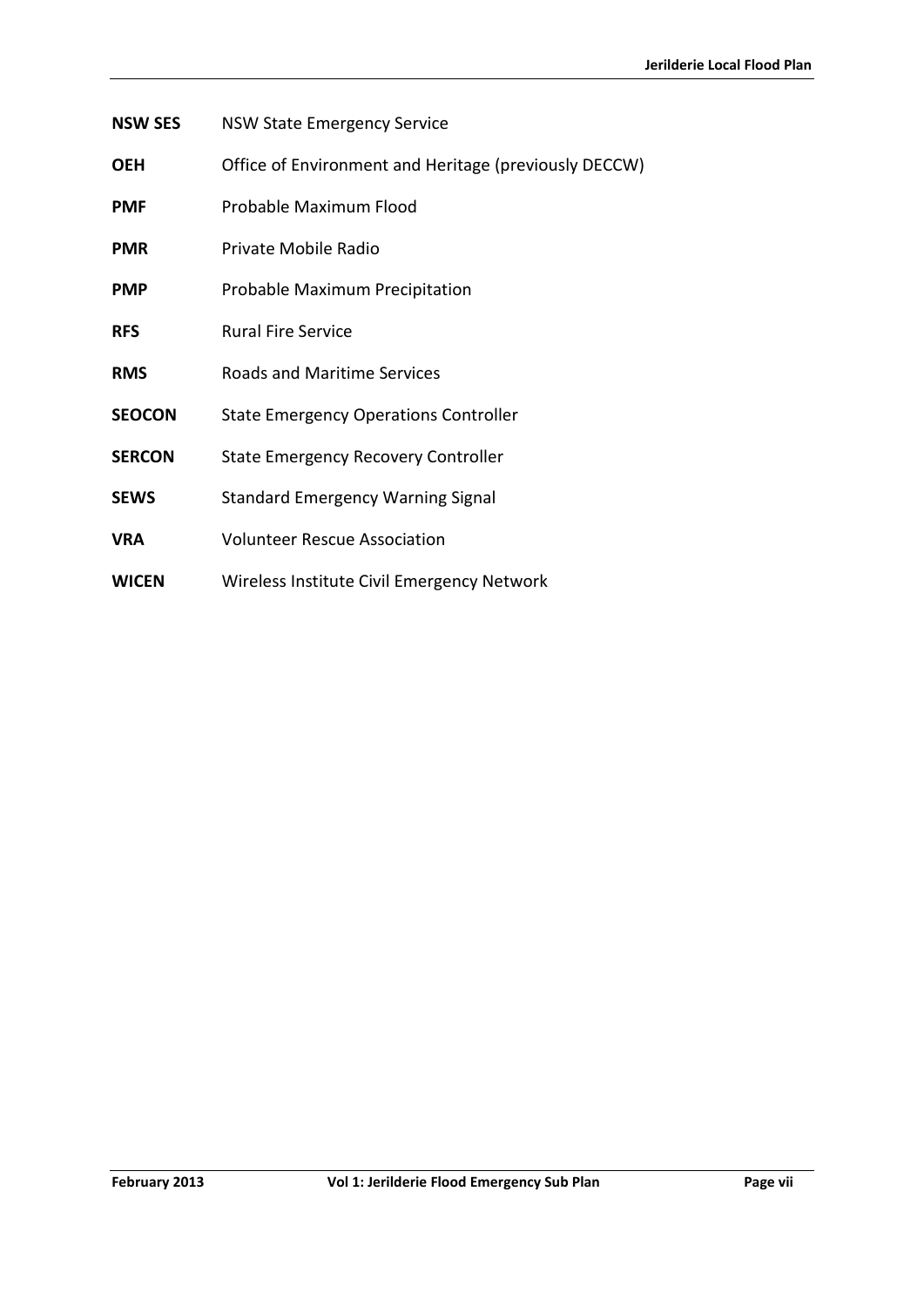**NSW SES** NSW State Emergency Service

**OEH** Office of Environment and Heritage (previously DECCW)

**PMF** Probable Maximum Flood

**PMR** Private Mobile Radio

**PMP** Probable Maximum Precipitation

**RFS** Rural Fire Service

**RMS** Roads and Maritime Services

**SEOCON** State Emergency Operations Controller

**SERCON** State Emergency Recovery Controller

**SEWS** Standard Emergency Warning Signal

**VRA** Volunteer Rescue Association

**WICEN** Wireless Institute Civil Emergency Network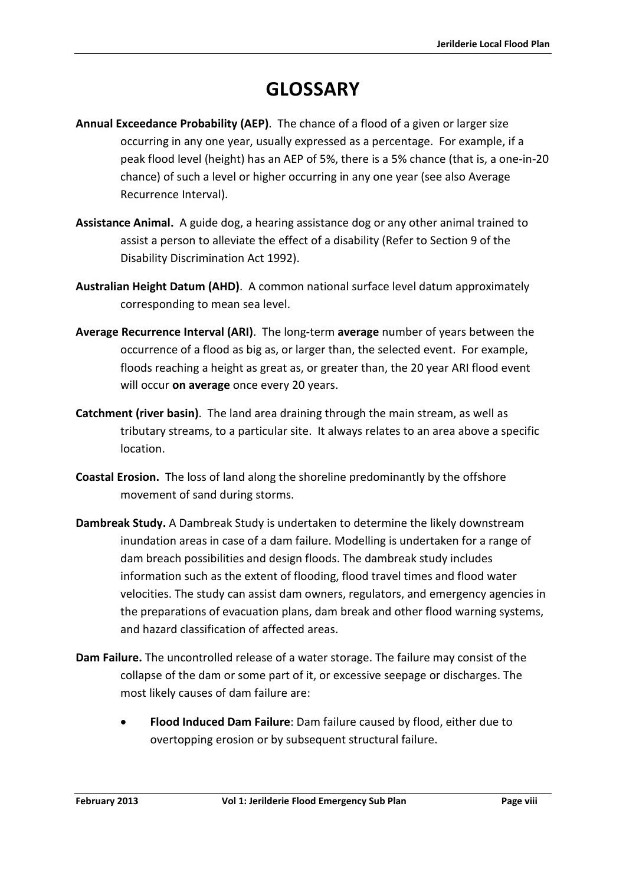# GLOSSARY

**Annual Exceedance Probability (AEP)**. The chance of a flood of a given or larger size occurring in any one year, usually expressed as a percentage. For example, if a peak flood level (height) has an AEP of 5%, there is a 5% chance (that is, a one-in-20 chance) of such a level or higher occurring in any one year (see also Average Recurrence Interval).

**Assistance Animal.** A guide dog, a hearing assistance dog or any other animal trained to assist a person to alleviate the effect of a disability (Refer to Section 9 of the Disability Discrimination Act 1992).

**Australian Height Datum (AHD)**. A common national surface level datum approximately corresponding to mean sea level.

**Average Recurrence Interval (ARI)**. The long-term **average** number of years between the occurrence of a flood as big as, or larger than, the selected event. For example, floods reaching a height as great as, or greater than, the 20 year ARI flood event will occur **on average** once every 20 years.

**Catchment (river basin)**. The land area draining through the main stream, as well as tributary streams, to a particular site. It always relates to an area above a specific location.

**Coastal Erosion.** The loss of land along the shoreline predominantly by the offshore movement of sand during storms.

**Dambreak Study.** A Dambreak Study is undertaken to determine the likely downstream inundation areas in case of a dam failure. Modelling is undertaken for a range of dam breach possibilities and design floods. The dambreak study includes information such as the extent of flooding, flood travel times and flood water velocities. The study can assist dam owners, regulators, and emergency agencies in the preparations of evacuation plans, dam break and other flood warning systems, and hazard classification of affected areas.

**Dam Failure.** The uncontrolled release of a water storage. The failure may consist of the collapse of the dam or some part of it, or excessive seepage or discharges. The most likely causes of dam failure are:

- **Flood Induced Dam Failure**: Dam failure caused by flood, either due to overtopping erosion or by subsequent structural failure.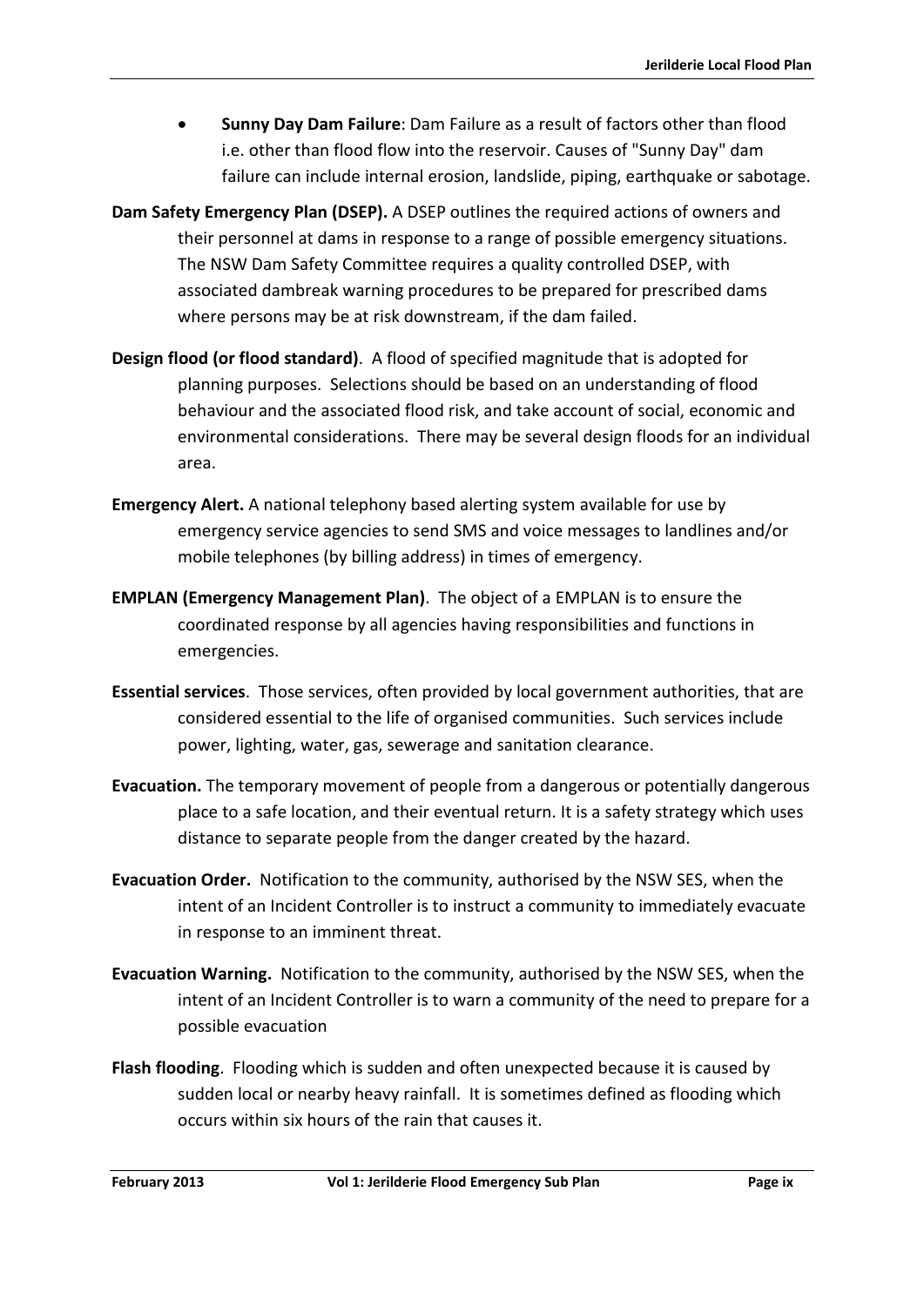- **Sunny Day Dam Failure**: Dam Failure as a result of factors other than flood i.e. other than flood flow into the reservoir. Causes of "Sunny Day" dam failure can include internal erosion, landslide, piping, earthquake or sabotage.

**Dam Safety Emergency Plan (DSEP).** A DSEP outlines the required actions of owners and their personnel at dams in response to a range of possible emergency situations. The NSW Dam Safety Committee requires a quality controlled DSEP, with associated dambreak warning procedures to be prepared for prescribed dams where persons may be at risk downstream, if the dam failed.

**Design flood (or flood standard)**. A flood of specified magnitude that is adopted for planning purposes. Selections should be based on an understanding of flood behaviour and the associated flood risk, and take account of social, economic and environmental considerations. There may be several design floods for an individual area.

**Emergency Alert.** A national telephony based alerting system available for use by emergency service agencies to send SMS and voice messages to landlines and/or mobile telephones (by billing address) in times of emergency.

**EMPLAN (Emergency Management Plan)**. The object of a EMPLAN is to ensure the coordinated response by all agencies having responsibilities and functions in emergencies.

**Essential services**. Those services, often provided by local government authorities, that are considered essential to the life of organised communities. Such services include power, lighting, water, gas, sewerage and sanitation clearance.

**Evacuation.** The temporary movement of people from a dangerous or potentially dangerous place to a safe location, and their eventual return. It is a safety strategy which uses distance to separate people from the danger created by the hazard.

**Evacuation Order.** Notification to the community, authorised by the NSW SES, when the intent of an Incident Controller is to instruct a community to immediately evacuate in response to an imminent threat.

**Evacuation Warning.** Notification to the community, authorised by the NSW SES, when the intent of an Incident Controller is to warn a community of the need to prepare for a possible evacuation

**Flash flooding**. Flooding which is sudden and often unexpected because it is caused by sudden local or nearby heavy rainfall. It is sometimes defined as flooding which occurs within six hours of the rain that causes it.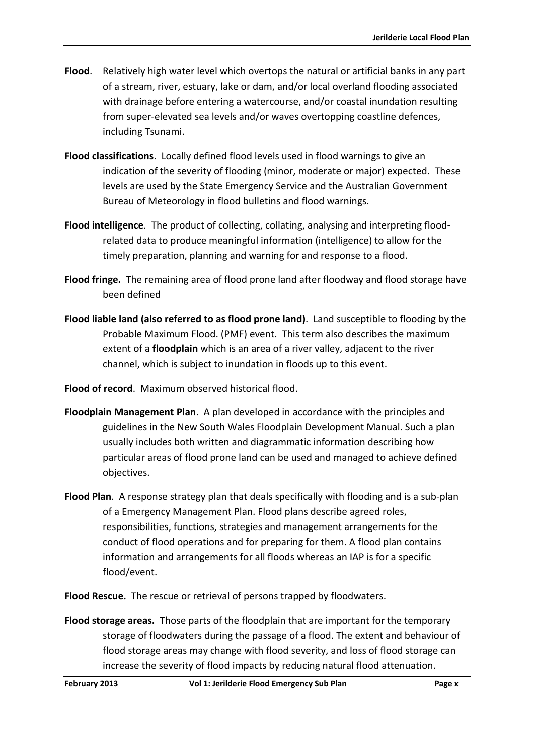**Flood**. Relatively high water level which overtops the natural or artificial banks in any part of a stream, river, estuary, lake or dam, and/or local overland flooding associated with drainage before entering a watercourse, and/or coastal inundation resulting from super-elevated sea levels and/or waves overtopping coastline defences, including Tsunami.

**Flood classifications**. Locally defined flood levels used in flood warnings to give an indication of the severity of flooding (minor, moderate or major) expected. These levels are used by the State Emergency Service and the Australian Government Bureau of Meteorology in flood bulletins and flood warnings.

**Flood intelligence**. The product of collecting, collating, analysing and interpreting flood-related data to produce meaningful information (intelligence) to allow for the timely preparation, planning and warning for and response to a flood.

**Flood fringe.** The remaining area of flood prone land after floodway and flood storage have been defined

**Flood liable land (also referred to as flood prone land)**. Land susceptible to flooding by the Probable Maximum Flood. (PMF) event. This term also describes the maximum extent of a **floodplain** which is an area of a river valley, adjacent to the river channel, which is subject to inundation in floods up to this event.

**Flood of record**. Maximum observed historical flood.

**Floodplain Management Plan**. A plan developed in accordance with the principles and guidelines in the New South Wales Floodplain Development Manual. Such a plan usually includes both written and diagrammatic information describing how particular areas of flood prone land can be used and managed to achieve defined objectives.

**Flood Plan**. A response strategy plan that deals specifically with flooding and is a sub-plan of a Emergency Management Plan. Flood plans describe agreed roles, responsibilities, functions, strategies and management arrangements for the conduct of flood operations and for preparing for them. A flood plan contains information and arrangements for all floods whereas an IAP is for a specific flood/event.

**Flood Rescue.** The rescue or retrieval of persons trapped by floodwaters.

**Flood storage areas.** Those parts of the floodplain that are important for the temporary storage of floodwaters during the passage of a flood. The extent and behaviour of flood storage areas may change with flood severity, and loss of flood storage can increase the severity of flood impacts by reducing natural flood attenuation.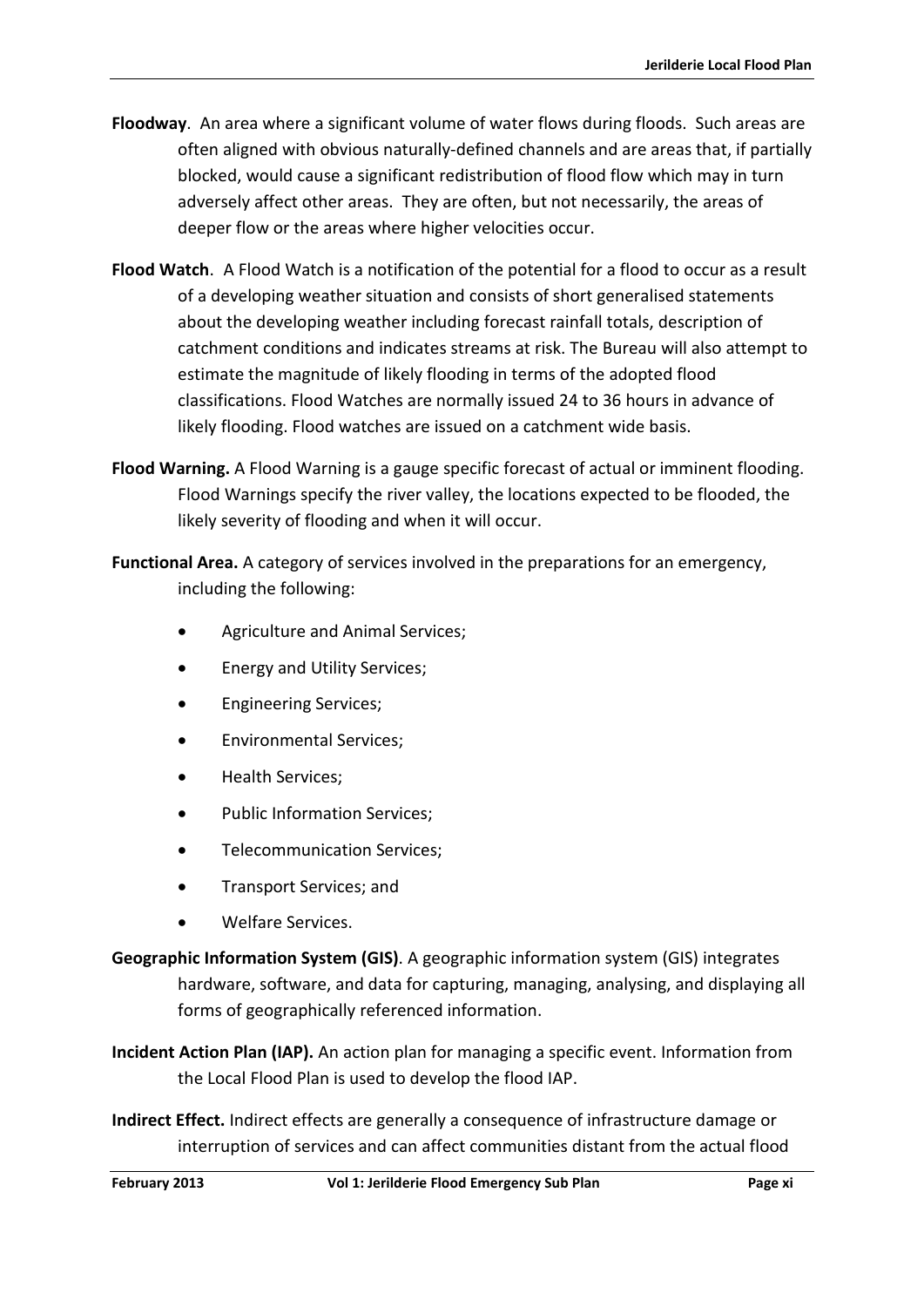**Floodway**. An area where a significant volume of water flows during floods. Such areas are often aligned with obvious naturally-defined channels and are areas that, if partially blocked, would cause a significant redistribution of flood flow which may in turn adversely affect other areas. They are often, but not necessarily, the areas of deeper flow or the areas where higher velocities occur.

**Flood Watch**. A Flood Watch is a notification of the potential for a flood to occur as a result of a developing weather situation and consists of short generalised statements about the developing weather including forecast rainfall totals, description of catchment conditions and indicates streams at risk. The Bureau will also attempt to estimate the magnitude of likely flooding in terms of the adopted flood classifications. Flood Watches are normally issued 24 to 36 hours in advance of likely flooding. Flood watches are issued on a catchment wide basis.

**Flood Warning.** A Flood Warning is a gauge specific forecast of actual or imminent flooding. Flood Warnings specify the river valley, the locations expected to be flooded, the likely severity of flooding and when it will occur.

**Functional Area.** A category of services involved in the preparations for an emergency, including the following:

- Agriculture and Animal Services;
- Energy and Utility Services;
- Engineering Services;
- Environmental Services;
- Health Services;
- Public Information Services;
- Telecommunication Services;
- Transport Services; and
- Welfare Services.

**Geographic Information System (GIS)**. A geographic information system (GIS) integrates hardware, software, and data for capturing, managing, analysing, and displaying all forms of geographically referenced information.

**Incident Action Plan (IAP).** An action plan for managing a specific event. Information from the Local Flood Plan is used to develop the flood IAP.

**Indirect Effect.** Indirect effects are generally a consequence of infrastructure damage or interruption of services and can affect communities distant from the actual flood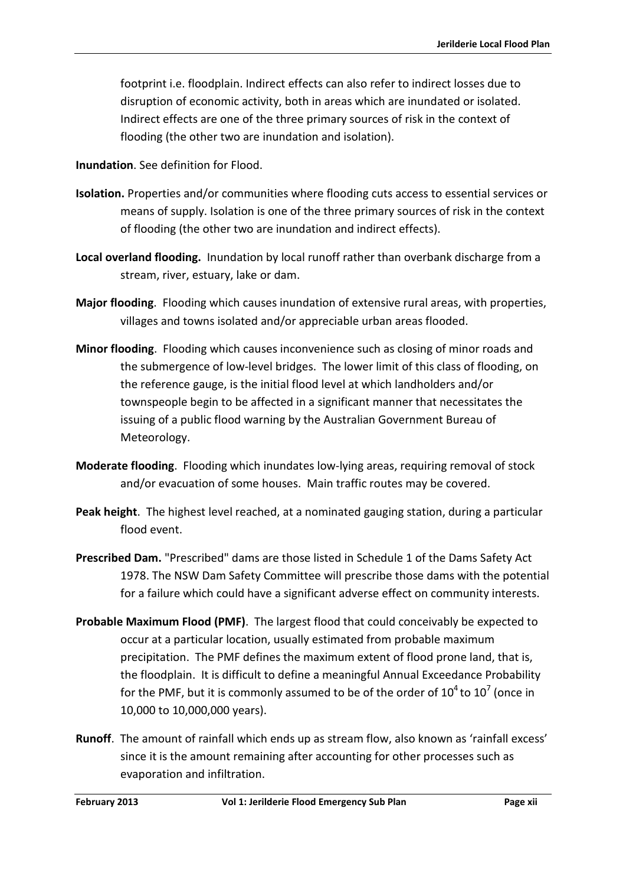footprint i.e. floodplain. Indirect effects can also refer to indirect losses due to disruption of economic activity, both in areas which are inundated or isolated. Indirect effects are one of the three primary sources of risk in the context of flooding (the other two are inundation and isolation).

**Inundation**. See definition for Flood.

**Isolation.** Properties and/or communities where flooding cuts access to essential services or means of supply. Isolation is one of the three primary sources of risk in the context of flooding (the other two are inundation and indirect effects).

**Local overland flooding.** Inundation by local runoff rather than overbank discharge from a stream, river, estuary, lake or dam.

**Major flooding**. Flooding which causes inundation of extensive rural areas, with properties, villages and towns isolated and/or appreciable urban areas flooded.

**Minor flooding**. Flooding which causes inconvenience such as closing of minor roads and the submergence of low-level bridges. The lower limit of this class of flooding, on the reference gauge, is the initial flood level at which landholders and/or townspeople begin to be affected in a significant manner that necessitates the issuing of a public flood warning by the Australian Government Bureau of Meteorology.

**Moderate flooding**. Flooding which inundates low-lying areas, requiring removal of stock and/or evacuation of some houses. Main traffic routes may be covered.

**Peak height**. The highest level reached, at a nominated gauging station, during a particular flood event.

**Prescribed Dam.** "Prescribed" dams are those listed in Schedule 1 of the Dams Safety Act 1978. The NSW Dam Safety Committee will prescribe those dams with the potential for a failure which could have a significant adverse effect on community interests.

**Probable Maximum Flood (PMF)**. The largest flood that could conceivably be expected to occur at a particular location, usually estimated from probable maximum precipitation. The PMF defines the maximum extent of flood prone land, that is, the floodplain. It is difficult to define a meaningful Annual Exceedance Probability for the PMF, but it is commonly assumed to be of the order of $10^4$ to $10^7$ (once in 10,000 to 10,000,000 years).

**Runoff**. The amount of rainfall which ends up as stream flow, also known as 'rainfall excess' since it is the amount remaining after accounting for other processes such as evaporation and infiltration.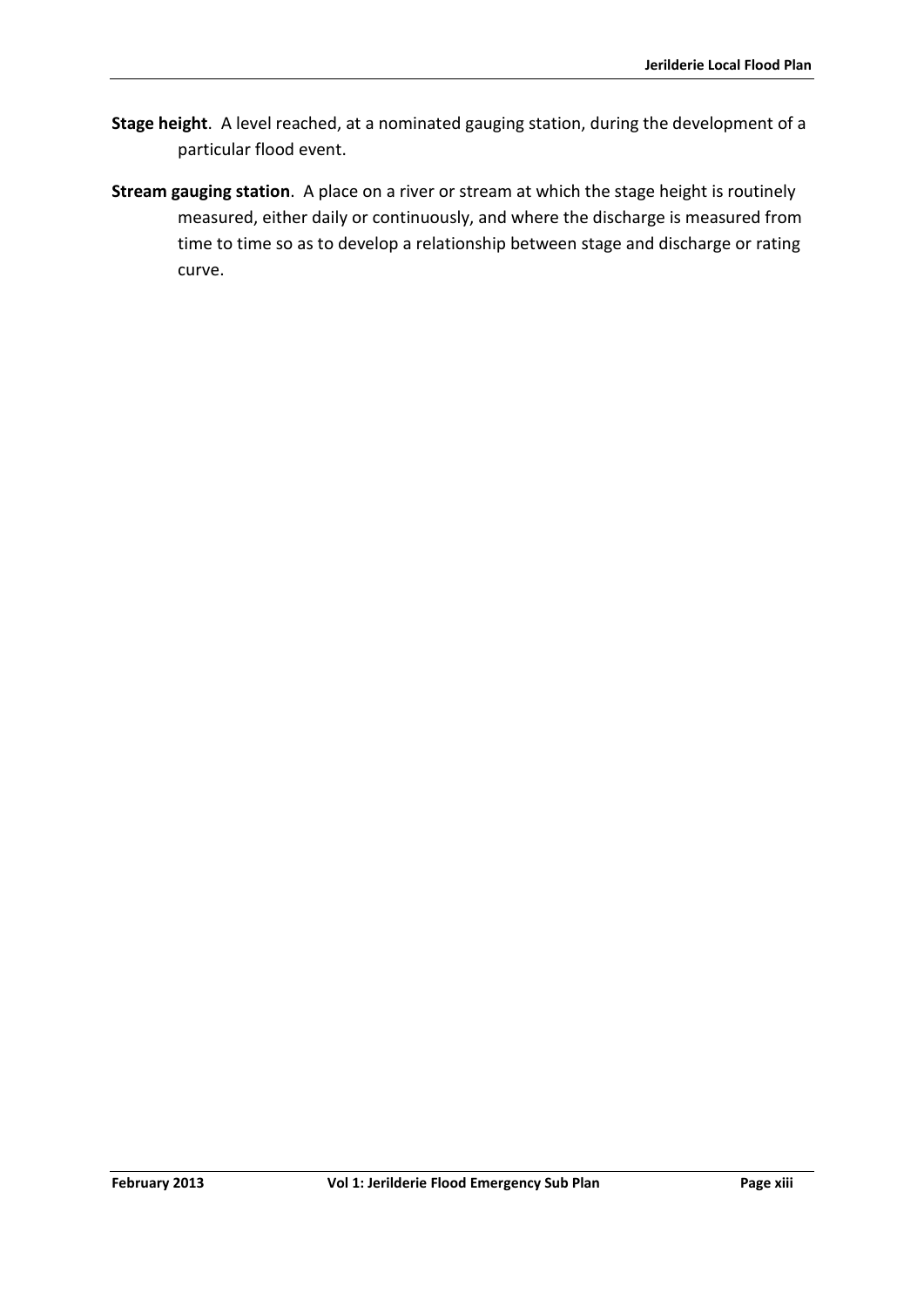**Stage height**. A level reached, at a nominated gauging station, during the development of a particular flood event.

**Stream gauging station**. A place on a river or stream at which the stage height is routinely measured, either daily or continuously, and where the discharge is measured from time to time so as to develop a relationship between stage and discharge or rating curve.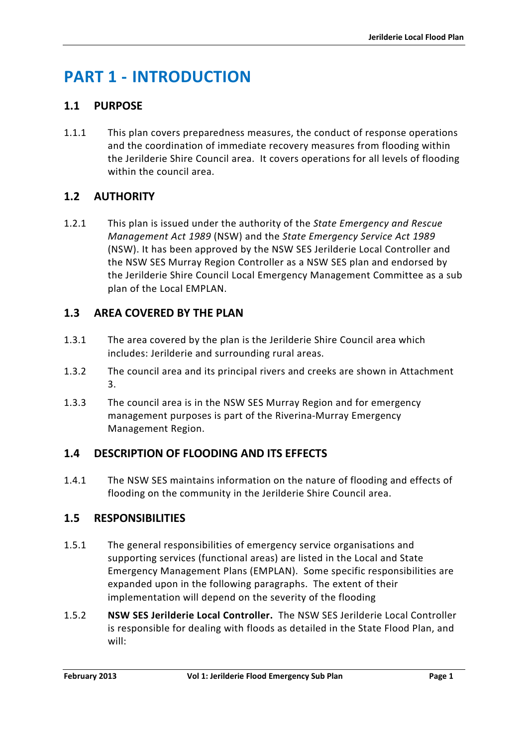# PART 1 - INTRODUCTION

## 1.1 PURPOSE

1.1.1 This plan covers preparedness measures, the conduct of response operations and the coordination of immediate recovery measures from flooding within the Jerilderie Shire Council area. It covers operations for all levels of flooding within the council area.

## 1.2 AUTHORITY

1.2.1 This plan is issued under the authority of the *State Emergency and Rescue Management Act 1989* (NSW) and the *State Emergency Service Act 1989* (NSW). It has been approved by the NSW SES Jerilderie Local Controller and the NSW SES Murray Region Controller as a NSW SES plan and endorsed by the Jerilderie Shire Council Local Emergency Management Committee as a sub plan of the Local EMPLAN.

## 1.3 AREA COVERED BY THE PLAN

1.3.1 The area covered by the plan is the Jerilderie Shire Council area which includes: Jerilderie and surrounding rural areas.

1.3.2 The council area and its principal rivers and creeks are shown in Attachment 3.

1.3.3 The council area is in the NSW SES Murray Region and for emergency management purposes is part of the Riverina-Murray Emergency Management Region.

## 1.4 DESCRIPTION OF FLOODING AND ITS EFFECTS

1.4.1 The NSW SES maintains information on the nature of flooding and effects of flooding on the community in the Jerilderie Shire Council area.

## 1.5 RESPONSIBILITIES

1.5.1 The general responsibilities of emergency service organisations and supporting services (functional areas) are listed in the Local and State Emergency Management Plans (EMPLAN). Some specific responsibilities are expanded upon in the following paragraphs. The extent of their implementation will depend on the severity of the flooding

1.5.2 **NSW SES Jerilderie Local Controller.** The NSW SES Jerilderie Local Controller is responsible for dealing with floods as detailed in the State Flood Plan, and will: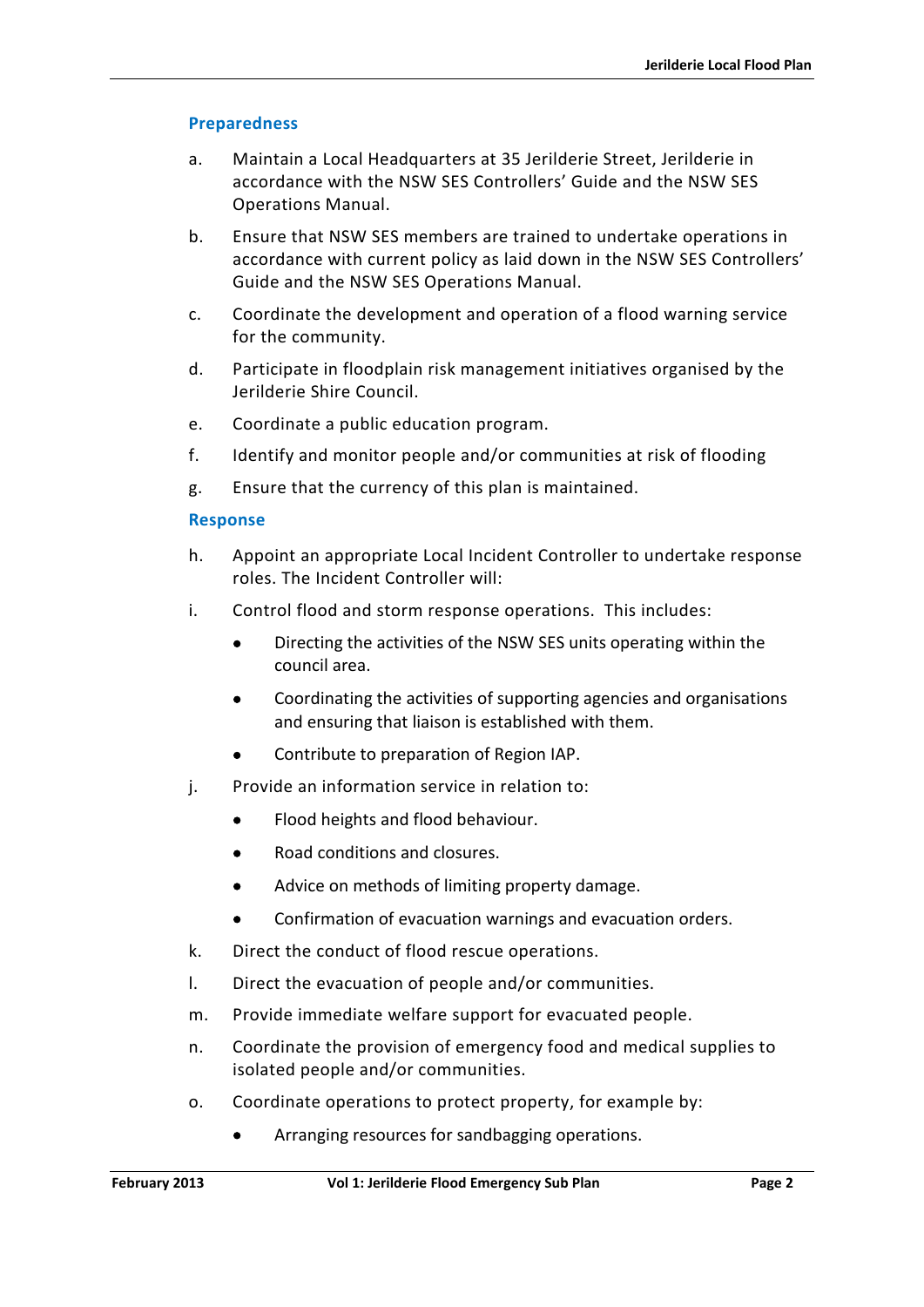### Preparedness

a. Maintain a Local Headquarters at 35 Jerilderie Street, Jerilderie in accordance with the NSW SES Controllers' Guide and the NSW SES Operations Manual.

b. Ensure that NSW SES members are trained to undertake operations in accordance with current policy as laid down in the NSW SES Controllers' Guide and the NSW SES Operations Manual.

c. Coordinate the development and operation of a flood warning service for the community.

d. Participate in floodplain risk management initiatives organised by the Jerilderie Shire Council.

e. Coordinate a public education program.

f. Identify and monitor people and/or communities at risk of flooding

g. Ensure that the currency of this plan is maintained.

### Response

h. Appoint an appropriate Local Incident Controller to undertake response roles. The Incident Controller will:

i. Control flood and storm response operations. This includes:

- Directing the activities of the NSW SES units operating within the council area.
- Coordinating the activities of supporting agencies and organisations and ensuring that liaison is established with them.
- Contribute to preparation of Region IAP.

j. Provide an information service in relation to:

- Flood heights and flood behaviour.
- Road conditions and closures.
- Advice on methods of limiting property damage.
- Confirmation of evacuation warnings and evacuation orders.

k. Direct the conduct of flood rescue operations.

l. Direct the evacuation of people and/or communities.

m. Provide immediate welfare support for evacuated people.

n. Coordinate the provision of emergency food and medical supplies to isolated people and/or communities.

o. Coordinate operations to protect property, for example by:

- Arranging resources for sandbagging operations.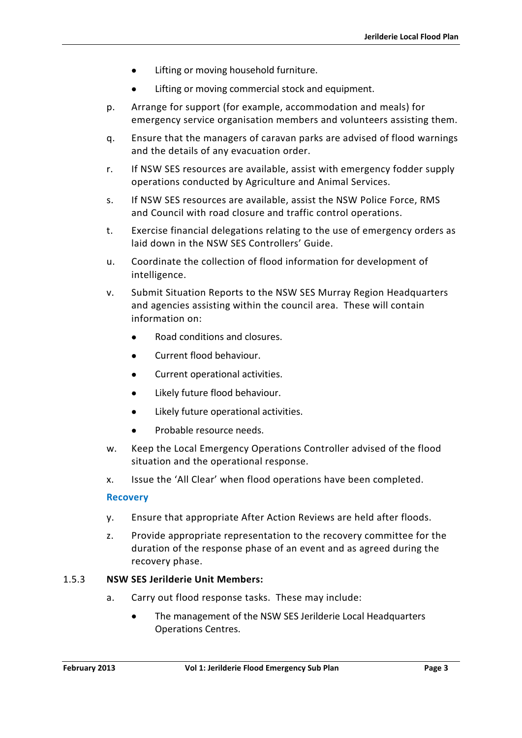- Lifting or moving household furniture.
- Lifting or moving commercial stock and equipment.

p. Arrange for support (for example, accommodation and meals) for emergency service organisation members and volunteers assisting them.

q. Ensure that the managers of caravan parks are advised of flood warnings and the details of any evacuation order.

r. If NSW SES resources are available, assist with emergency fodder supply operations conducted by Agriculture and Animal Services.

s. If NSW SES resources are available, assist the NSW Police Force, RMS and Council with road closure and traffic control operations.

t. Exercise financial delegations relating to the use of emergency orders as laid down in the NSW SES Controllers' Guide.

u. Coordinate the collection of flood information for development of intelligence.

v. Submit Situation Reports to the NSW SES Murray Region Headquarters and agencies assisting within the council area. These will contain information on:

- Road conditions and closures.
- Current flood behaviour.
- Current operational activities.
- Likely future flood behaviour.
- Likely future operational activities.
- Probable resource needs.

w. Keep the Local Emergency Operations Controller advised of the flood situation and the operational response.

x. Issue the 'All Clear' when flood operations have been completed.

**Recovery**

y. Ensure that appropriate After Action Reviews are held after floods.

z. Provide appropriate representation to the recovery committee for the duration of the response phase of an event and as agreed during the recovery phase.

### 1.5.3 NSW SES Jerilderie Unit Members:

a. Carry out flood response tasks. These may include:

- The management of the NSW SES Jerilderie Local Headquarters Operations Centres.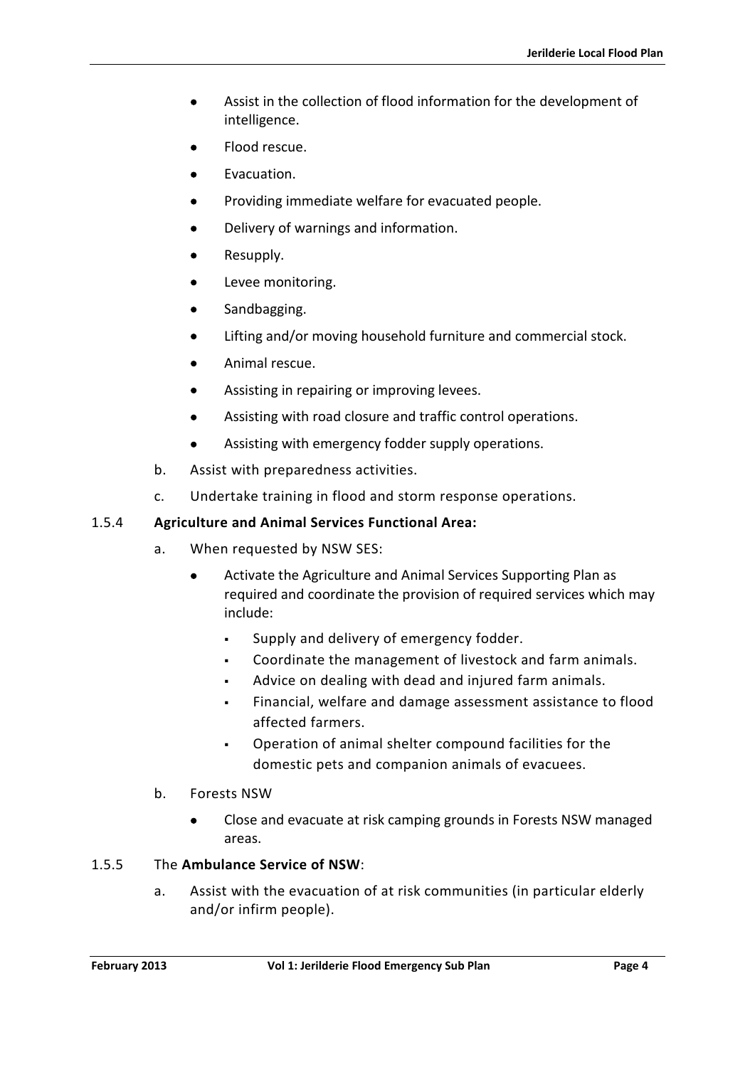- Assist in the collection of flood information for the development of intelligence.
- Flood rescue.
- Evacuation.
- Providing immediate welfare for evacuated people.
- Delivery of warnings and information.
- Resupply.
- Levee monitoring.
- Sandbagging.
- Lifting and/or moving household furniture and commercial stock.
- Animal rescue.
- Assisting in repairing or improving levees.
- Assisting with road closure and traffic control operations.
- Assisting with emergency fodder supply operations.

b. Assist with preparedness activities.

c. Undertake training in flood and storm response operations.

1.5.4 **Agriculture and Animal Services Functional Area:**

a. When requested by NSW SES:

- Activate the Agriculture and Animal Services Supporting Plan as required and coordinate the provision of required services which may include:
  - Supply and delivery of emergency fodder.
  - Coordinate the management of livestock and farm animals.
  - Advice on dealing with dead and injured farm animals.
  - Financial, welfare and damage assessment assistance to flood affected farmers.
  - Operation of animal shelter compound facilities for the domestic pets and companion animals of evacuees.

b. Forests NSW

- Close and evacuate at risk camping grounds in Forests NSW managed areas.

1.5.5 The **Ambulance Service of NSW**:

a. Assist with the evacuation of at risk communities (in particular elderly and/or infirm people).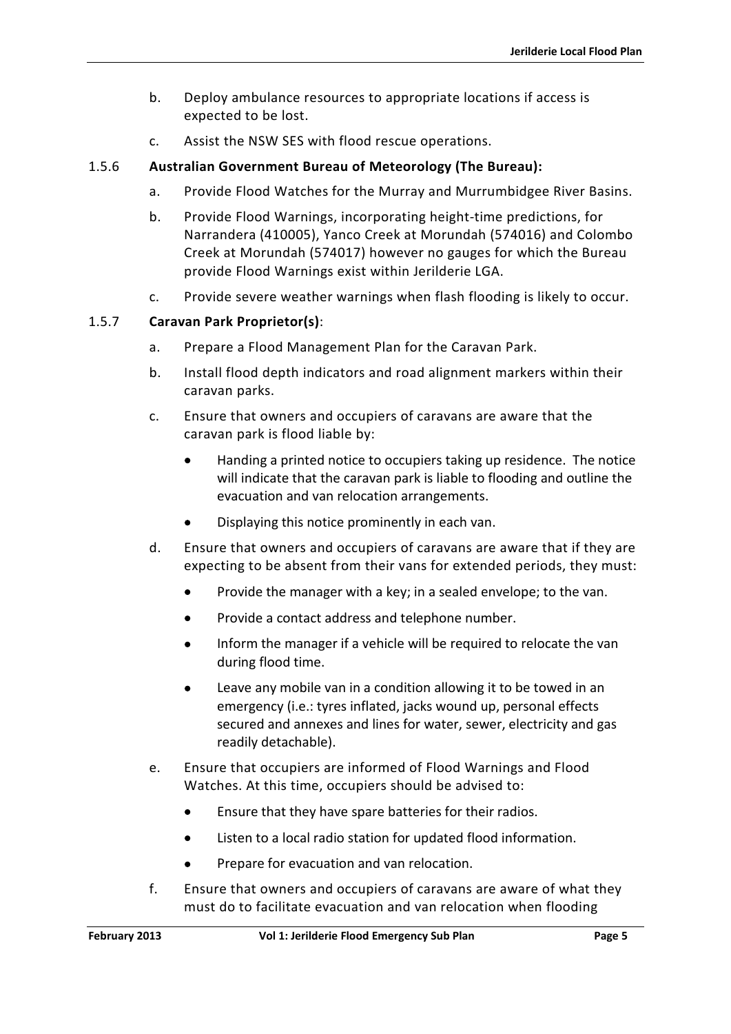b. Deploy ambulance resources to appropriate locations if access is expected to be lost.

c. Assist the NSW SES with flood rescue operations.

1.5.6 **Australian Government Bureau of Meteorology (The Bureau):**

a. Provide Flood Watches for the Murray and Murrumbidgee River Basins.

b. Provide Flood Warnings, incorporating height-time predictions, for Narrandera (410005), Yanco Creek at Morundah (574016) and Colombo Creek at Morundah (574017) however no gauges for which the Bureau provide Flood Warnings exist within Jerilderie LGA.

c. Provide severe weather warnings when flash flooding is likely to occur.

1.5.7 **Caravan Park Proprietor(s)**:

a. Prepare a Flood Management Plan for the Caravan Park.

b. Install flood depth indicators and road alignment markers within their caravan parks.

c. Ensure that owners and occupiers of caravans are aware that the caravan park is flood liable by:

- Handing a printed notice to occupiers taking up residence. The notice will indicate that the caravan park is liable to flooding and outline the evacuation and van relocation arrangements.
- Displaying this notice prominently in each van.

d. Ensure that owners and occupiers of caravans are aware that if they are expecting to be absent from their vans for extended periods, they must:

- Provide the manager with a key; in a sealed envelope; to the van.
- Provide a contact address and telephone number.
- Inform the manager if a vehicle will be required to relocate the van during flood time.
- Leave any mobile van in a condition allowing it to be towed in an emergency (i.e.: tyres inflated, jacks wound up, personal effects secured and annexes and lines for water, sewer, electricity and gas readily detachable).

e. Ensure that occupiers are informed of Flood Warnings and Flood Watches. At this time, occupiers should be advised to:

- Ensure that they have spare batteries for their radios.
- Listen to a local radio station for updated flood information.
- Prepare for evacuation and van relocation.

f. Ensure that owners and occupiers of caravans are aware of what they must do to facilitate evacuation and van relocation when flooding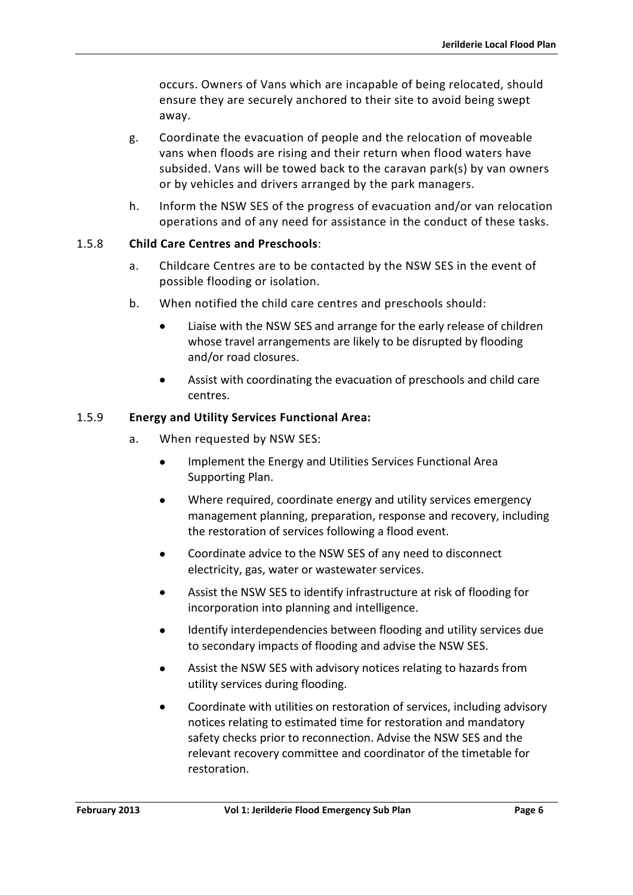occurs. Owners of Vans which are incapable of being relocated, should ensure they are securely anchored to their site to avoid being swept away.

g. Coordinate the evacuation of people and the relocation of moveable vans when floods are rising and their return when flood waters have subsided. Vans will be towed back to the caravan park(s) by van owners or by vehicles and drivers arranged by the park managers.

h. Inform the NSW SES of the progress of evacuation and/or van relocation operations and of any need for assistance in the conduct of these tasks.

1.5.8 **Child Care Centres and Preschools**:

a. Childcare Centres are to be contacted by the NSW SES in the event of possible flooding or isolation.

b. When notified the child care centres and preschools should:

- Liaise with the NSW SES and arrange for the early release of children whose travel arrangements are likely to be disrupted by flooding and/or road closures.
- Assist with coordinating the evacuation of preschools and child care centres.

1.5.9 **Energy and Utility Services Functional Area:**

a. When requested by NSW SES:

- Implement the Energy and Utilities Services Functional Area Supporting Plan.
- Where required, coordinate energy and utility services emergency management planning, preparation, response and recovery, including the restoration of services following a flood event.
- Coordinate advice to the NSW SES of any need to disconnect electricity, gas, water or wastewater services.
- Assist the NSW SES to identify infrastructure at risk of flooding for incorporation into planning and intelligence.
- Identify interdependencies between flooding and utility services due to secondary impacts of flooding and advise the NSW SES.
- Assist the NSW SES with advisory notices relating to hazards from utility services during flooding.
- Coordinate with utilities on restoration of services, including advisory notices relating to estimated time for restoration and mandatory safety checks prior to reconnection. Advise the NSW SES and the relevant recovery committee and coordinator of the timetable for restoration.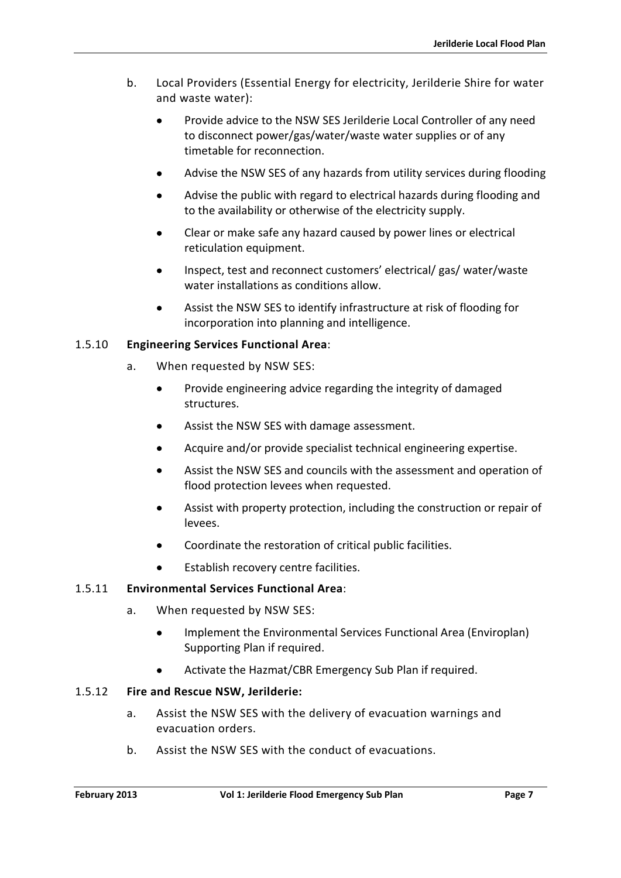b. Local Providers (Essential Energy for electricity, Jerilderie Shire for water and waste water):

- Provide advice to the NSW SES Jerilderie Local Controller of any need to disconnect power/gas/water/waste water supplies or of any timetable for reconnection.
- Advise the NSW SES of any hazards from utility services during flooding
- Advise the public with regard to electrical hazards during flooding and to the availability or otherwise of the electricity supply.
- Clear or make safe any hazard caused by power lines or electrical reticulation equipment.
- Inspect, test and reconnect customers' electrical/ gas/ water/waste water installations as conditions allow.
- Assist the NSW SES to identify infrastructure at risk of flooding for incorporation into planning and intelligence.

1.5.10 **Engineering Services Functional Area**:

a. When requested by NSW SES:

- Provide engineering advice regarding the integrity of damaged structures.
- Assist the NSW SES with damage assessment.
- Acquire and/or provide specialist technical engineering expertise.
- Assist the NSW SES and councils with the assessment and operation of flood protection levees when requested.
- Assist with property protection, including the construction or repair of levees.
- Coordinate the restoration of critical public facilities.
- Establish recovery centre facilities.

1.5.11 **Environmental Services Functional Area**:

a. When requested by NSW SES:

- Implement the Environmental Services Functional Area (Enviroplan) Supporting Plan if required.
- Activate the Hazmat/CBR Emergency Sub Plan if required.

1.5.12 **Fire and Rescue NSW, Jerilderie:**

a. Assist the NSW SES with the delivery of evacuation warnings and evacuation orders.

b. Assist the NSW SES with the conduct of evacuations.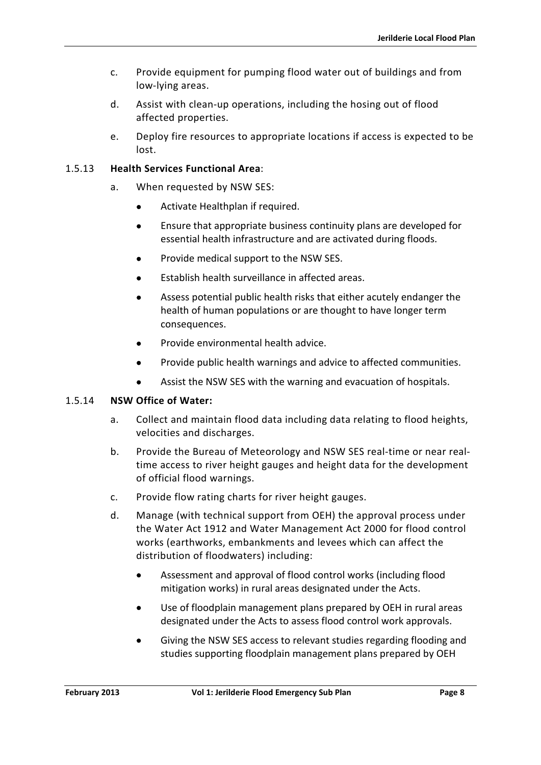c. Provide equipment for pumping flood water out of buildings and from low-lying areas.

d. Assist with clean-up operations, including the hosing out of flood affected properties.

e. Deploy fire resources to appropriate locations if access is expected to be lost.

1.5.13 **Health Services Functional Area**:

a. When requested by NSW SES:

- Activate Healthplan if required.
- Ensure that appropriate business continuity plans are developed for essential health infrastructure and are activated during floods.
- Provide medical support to the NSW SES.
- Establish health surveillance in affected areas.
- Assess potential public health risks that either acutely endanger the health of human populations or are thought to have longer term consequences.
- Provide environmental health advice.
- Provide public health warnings and advice to affected communities.
- Assist the NSW SES with the warning and evacuation of hospitals.

1.5.14 **NSW Office of Water:**

a. Collect and maintain flood data including data relating to flood heights, velocities and discharges.

b. Provide the Bureau of Meteorology and NSW SES real-time or near real-time access to river height gauges and height data for the development of official flood warnings.

c. Provide flow rating charts for river height gauges.

d. Manage (with technical support from OEH) the approval process under the Water Act 1912 and Water Management Act 2000 for flood control works (earthworks, embankments and levees which can affect the distribution of floodwaters) including:

- Assessment and approval of flood control works (including flood mitigation works) in rural areas designated under the Acts.
- Use of floodplain management plans prepared by OEH in rural areas designated under the Acts to assess flood control work approvals.
- Giving the NSW SES access to relevant studies regarding flooding and studies supporting floodplain management plans prepared by OEH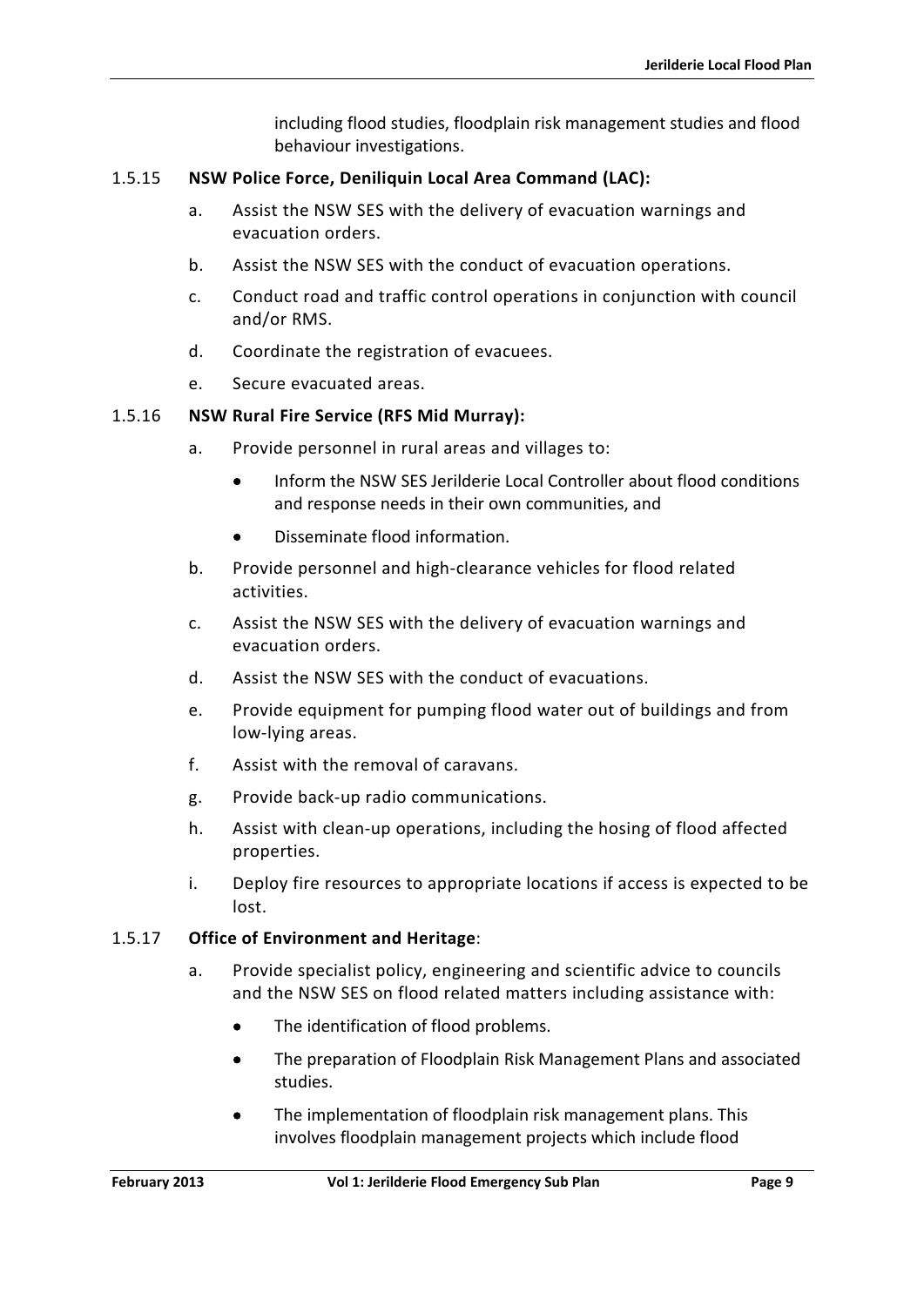including flood studies, floodplain risk management studies and flood behaviour investigations.

1.5.15 **NSW Police Force, Deniliquin Local Area Command (LAC):**

a. Assist the NSW SES with the delivery of evacuation warnings and evacuation orders.

b. Assist the NSW SES with the conduct of evacuation operations.

c. Conduct road and traffic control operations in conjunction with council and/or RMS.

d. Coordinate the registration of evacuees.

e. Secure evacuated areas.

1.5.16 **NSW Rural Fire Service (RFS Mid Murray):**

a. Provide personnel in rural areas and villages to:

- Inform the NSW SES Jerilderie Local Controller about flood conditions and response needs in their own communities, and
- Disseminate flood information.

b. Provide personnel and high-clearance vehicles for flood related activities.

c. Assist the NSW SES with the delivery of evacuation warnings and evacuation orders.

d. Assist the NSW SES with the conduct of evacuations.

e. Provide equipment for pumping flood water out of buildings and from low-lying areas.

f. Assist with the removal of caravans.

g. Provide back-up radio communications.

h. Assist with clean-up operations, including the hosing of flood affected properties.

i. Deploy fire resources to appropriate locations if access is expected to be lost.

1.5.17 **Office of Environment and Heritage**:

a. Provide specialist policy, engineering and scientific advice to councils and the NSW SES on flood related matters including assistance with:

- The identification of flood problems.
- The preparation of Floodplain Risk Management Plans and associated studies.
- The implementation of floodplain risk management plans. This involves floodplain management projects which include flood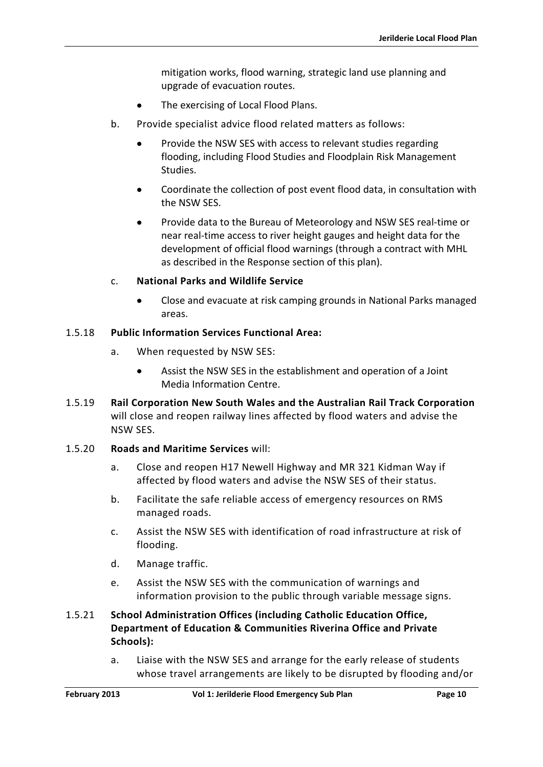mitigation works, flood warning, strategic land use planning and upgrade of evacuation routes.

- The exercising of Local Flood Plans.

b. Provide specialist advice flood related matters as follows:

- Provide the NSW SES with access to relevant studies regarding flooding, including Flood Studies and Floodplain Risk Management Studies.
- Coordinate the collection of post event flood data, in consultation with the NSW SES.
- Provide data to the Bureau of Meteorology and NSW SES real-time or near real-time access to river height gauges and height data for the development of official flood warnings (through a contract with MHL as described in the Response section of this plan).

c. **National Parks and Wildlife Service**

- Close and evacuate at risk camping grounds in National Parks managed areas.

1.5.18 **Public Information Services Functional Area:**

a. When requested by NSW SES:

- Assist the NSW SES in the establishment and operation of a Joint Media Information Centre.

1.5.19 **Rail Corporation New South Wales and the Australian Rail Track Corporation** will close and reopen railway lines affected by flood waters and advise the NSW SES.

1.5.20 **Roads and Maritime Services** will:

a. Close and reopen H17 Newell Highway and MR 321 Kidman Way if affected by flood waters and advise the NSW SES of their status.

b. Facilitate the safe reliable access of emergency resources on RMS managed roads.

c. Assist the NSW SES with identification of road infrastructure at risk of flooding.

d. Manage traffic.

e. Assist the NSW SES with the communication of warnings and information provision to the public through variable message signs.

1.5.21 **School Administration Offices (including Catholic Education Office, Department of Education & Communities Riverina Office and Private Schools):**

a. Liaise with the NSW SES and arrange for the early release of students whose travel arrangements are likely to be disrupted by flooding and/or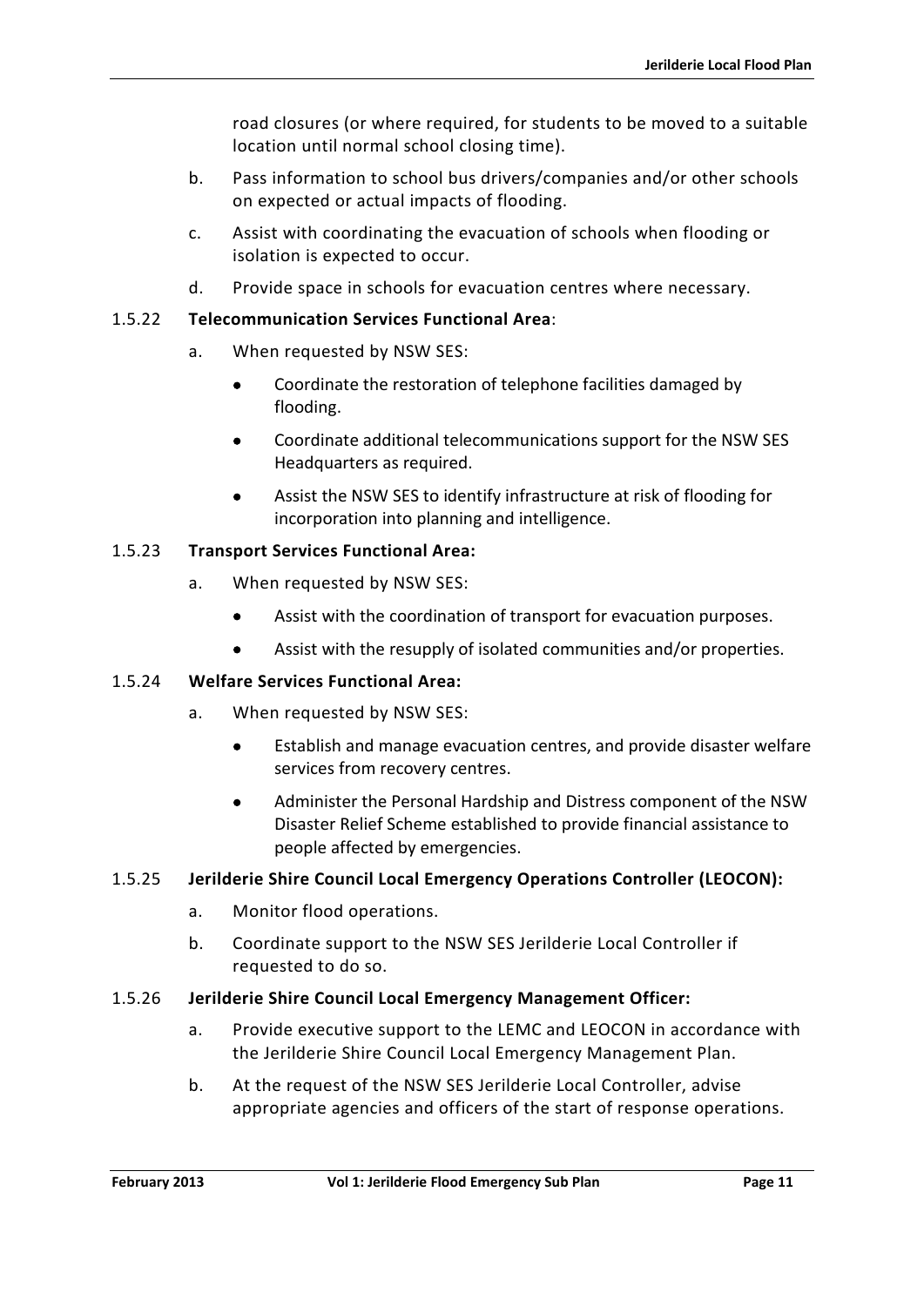road closures (or where required, for students to be moved to a suitable location until normal school closing time).

b. Pass information to school bus drivers/companies and/or other schools on expected or actual impacts of flooding.

c. Assist with coordinating the evacuation of schools when flooding or isolation is expected to occur.

d. Provide space in schools for evacuation centres where necessary.

1.5.22 **Telecommunication Services Functional Area**:

a. When requested by NSW SES:

- Coordinate the restoration of telephone facilities damaged by flooding.
- Coordinate additional telecommunications support for the NSW SES Headquarters as required.
- Assist the NSW SES to identify infrastructure at risk of flooding for incorporation into planning and intelligence.

1.5.23 **Transport Services Functional Area:**

a. When requested by NSW SES:

- Assist with the coordination of transport for evacuation purposes.
- Assist with the resupply of isolated communities and/or properties.

1.5.24 **Welfare Services Functional Area:**

a. When requested by NSW SES:

- Establish and manage evacuation centres, and provide disaster welfare services from recovery centres.
- Administer the Personal Hardship and Distress component of the NSW Disaster Relief Scheme established to provide financial assistance to people affected by emergencies.

1.5.25 **Jerilderie Shire Council Local Emergency Operations Controller (LEOCON):**

a. Monitor flood operations.

b. Coordinate support to the NSW SES Jerilderie Local Controller if requested to do so.

1.5.26 **Jerilderie Shire Council Local Emergency Management Officer:**

a. Provide executive support to the LEMC and LEOCON in accordance with the Jerilderie Shire Council Local Emergency Management Plan.

b. At the request of the NSW SES Jerilderie Local Controller, advise appropriate agencies and officers of the start of response operations.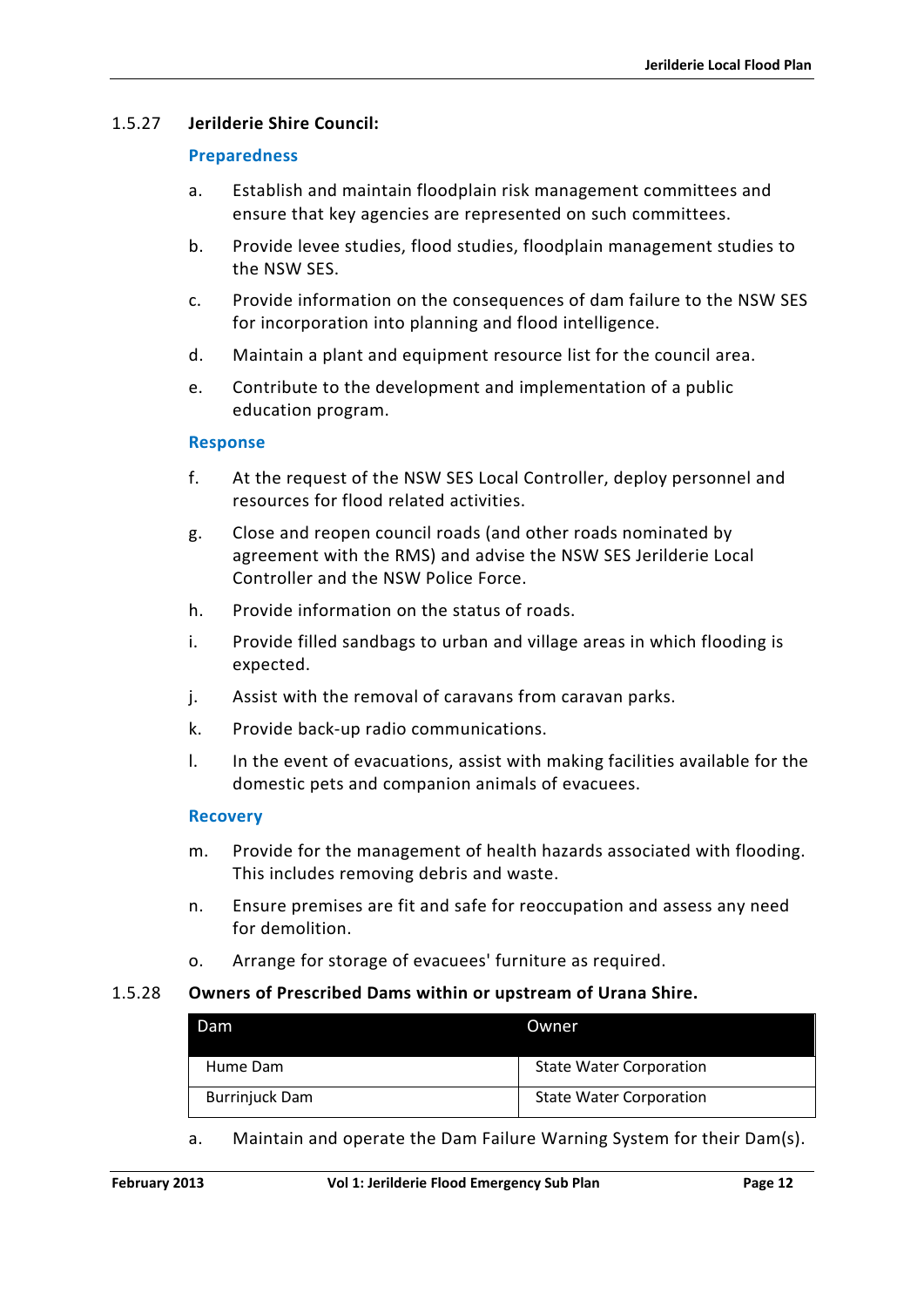1.5.27 **Jerilderie Shire Council:**

**Preparedness**

a. Establish and maintain floodplain risk management committees and ensure that key agencies are represented on such committees.

b. Provide levee studies, flood studies, floodplain management studies to the NSW SES.

c. Provide information on the consequences of dam failure to the NSW SES for incorporation into planning and flood intelligence.

d. Maintain a plant and equipment resource list for the council area.

e. Contribute to the development and implementation of a public education program.

**Response**

f. At the request of the NSW SES Local Controller, deploy personnel and resources for flood related activities.

g. Close and reopen council roads (and other roads nominated by agreement with the RMS) and advise the NSW SES Jerilderie Local Controller and the NSW Police Force.

h. Provide information on the status of roads.

i. Provide filled sandbags to urban and village areas in which flooding is expected.

j. Assist with the removal of caravans from caravan parks.

k. Provide back-up radio communications.

l. In the event of evacuations, assist with making facilities available for the domestic pets and companion animals of evacuees.

**Recovery**

m. Provide for the management of health hazards associated with flooding. This includes removing debris and waste.

n. Ensure premises are fit and safe for reoccupation and assess any need for demolition.

o. Arrange for storage of evacuees' furniture as required.

1.5.28 **Owners of Prescribed Dams within or upstream of Urana Shire.**

| Dam | Owner |
|---|---|
| Hume Dam | State Water Corporation |
| Burrinjuck Dam | State Water Corporation |

a. Maintain and operate the Dam Failure Warning System for their Dam(s).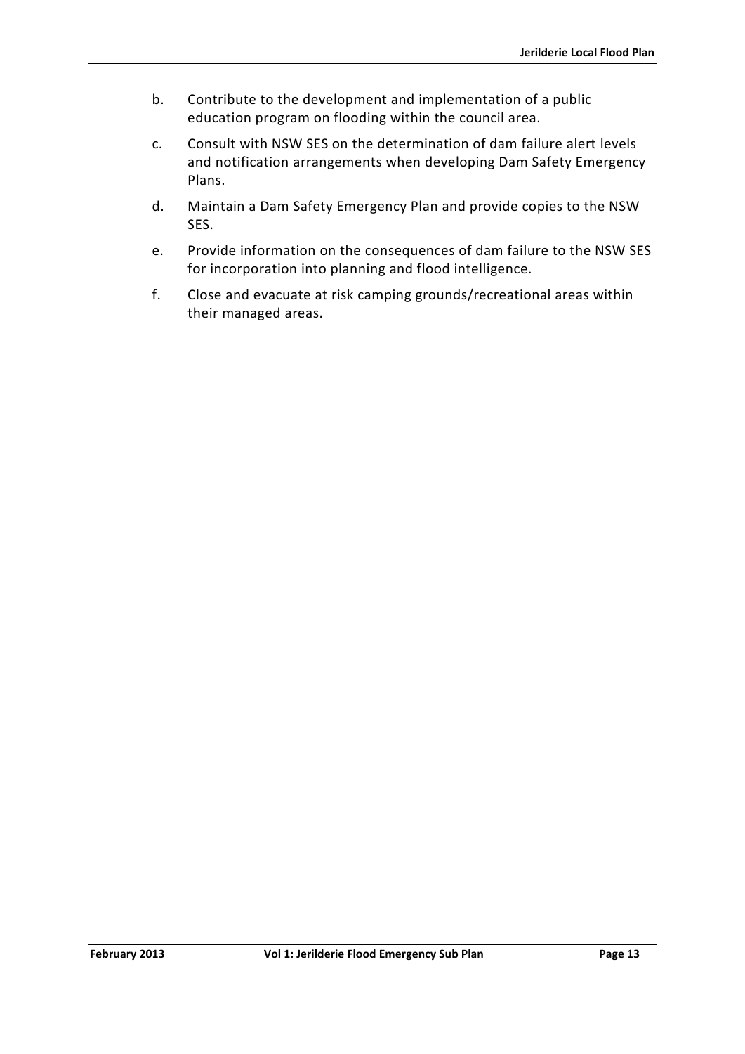b. Contribute to the development and implementation of a public education program on flooding within the council area.

c. Consult with NSW SES on the determination of dam failure alert levels and notification arrangements when developing Dam Safety Emergency Plans.

d. Maintain a Dam Safety Emergency Plan and provide copies to the NSW SES.

e. Provide information on the consequences of dam failure to the NSW SES for incorporation into planning and flood intelligence.

f. Close and evacuate at risk camping grounds/recreational areas within their managed areas.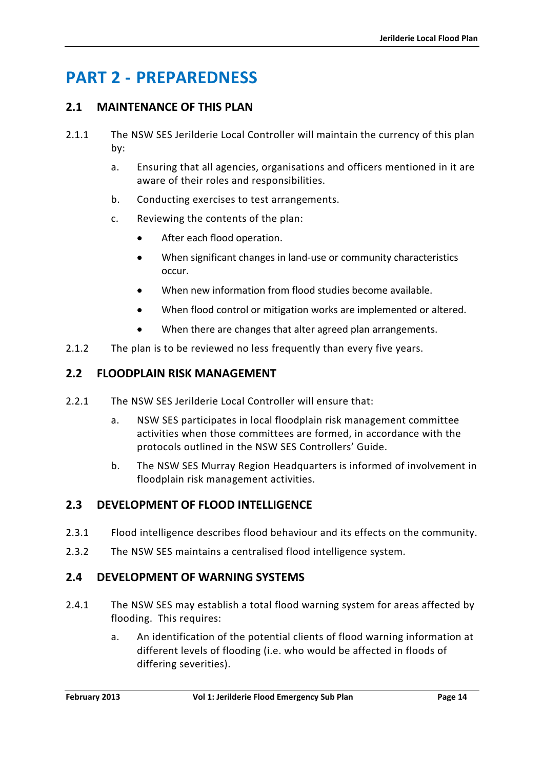# PART 2 - PREPAREDNESS

## 2.1 MAINTENANCE OF THIS PLAN

2.1.1 The NSW SES Jerilderie Local Controller will maintain the currency of this plan by:

a. Ensuring that all agencies, organisations and officers mentioned in it are aware of their roles and responsibilities.

b. Conducting exercises to test arrangements.

c. Reviewing the contents of the plan:

- After each flood operation.
- When significant changes in land-use or community characteristics occur.
- When new information from flood studies become available.
- When flood control or mitigation works are implemented or altered.
- When there are changes that alter agreed plan arrangements.

2.1.2 The plan is to be reviewed no less frequently than every five years.

## 2.2 FLOODPLAIN RISK MANAGEMENT

2.2.1 The NSW SES Jerilderie Local Controller will ensure that:

a. NSW SES participates in local floodplain risk management committee activities when those committees are formed, in accordance with the protocols outlined in the NSW SES Controllers' Guide.

b. The NSW SES Murray Region Headquarters is informed of involvement in floodplain risk management activities.

## 2.3 DEVELOPMENT OF FLOOD INTELLIGENCE

2.3.1 Flood intelligence describes flood behaviour and its effects on the community.

2.3.2 The NSW SES maintains a centralised flood intelligence system.

## 2.4 DEVELOPMENT OF WARNING SYSTEMS

2.4.1 The NSW SES may establish a total flood warning system for areas affected by flooding. This requires:

a. An identification of the potential clients of flood warning information at different levels of flooding (i.e. who would be affected in floods of differing severities).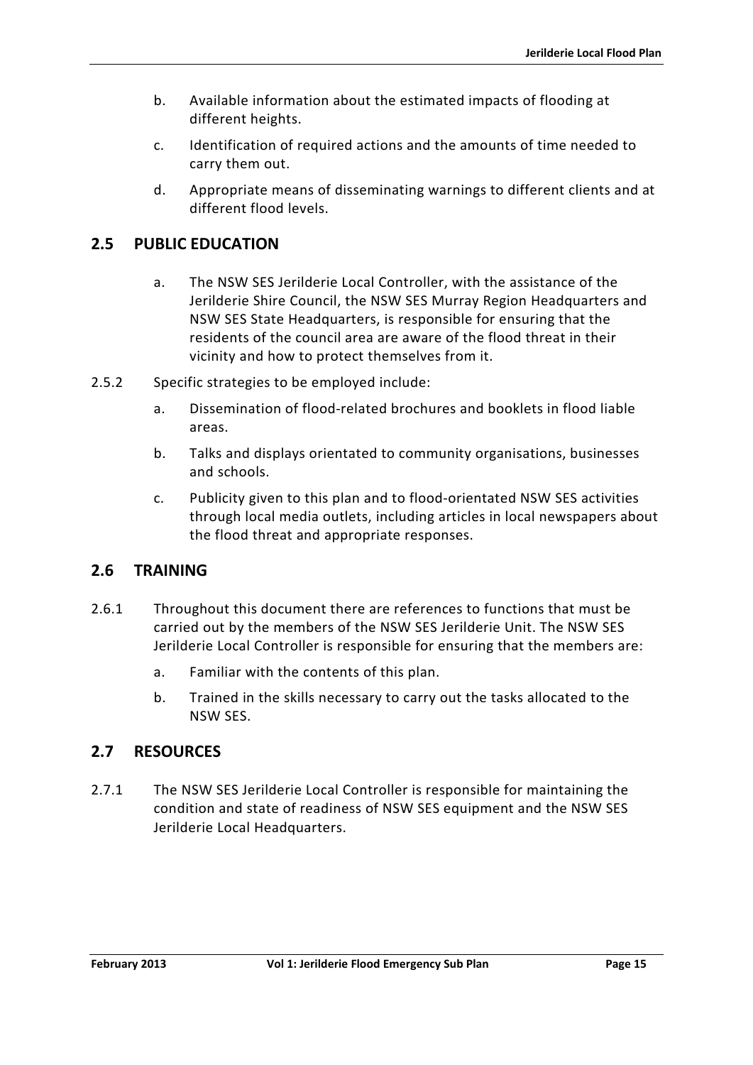b. Available information about the estimated impacts of flooding at different heights.

c. Identification of required actions and the amounts of time needed to carry them out.

d. Appropriate means of disseminating warnings to different clients and at different flood levels.

## 2.5 PUBLIC EDUCATION

a. The NSW SES Jerilderie Local Controller, with the assistance of the Jerilderie Shire Council, the NSW SES Murray Region Headquarters and NSW SES State Headquarters, is responsible for ensuring that the residents of the council area are aware of the flood threat in their vicinity and how to protect themselves from it.

2.5.2 Specific strategies to be employed include:

a. Dissemination of flood-related brochures and booklets in flood liable areas.

b. Talks and displays orientated to community organisations, businesses and schools.

c. Publicity given to this plan and to flood-orientated NSW SES activities through local media outlets, including articles in local newspapers about the flood threat and appropriate responses.

## 2.6 TRAINING

2.6.1 Throughout this document there are references to functions that must be carried out by the members of the NSW SES Jerilderie Unit. The NSW SES Jerilderie Local Controller is responsible for ensuring that the members are:

a. Familiar with the contents of this plan.

b. Trained in the skills necessary to carry out the tasks allocated to the NSW SES.

## 2.7 RESOURCES

2.7.1 The NSW SES Jerilderie Local Controller is responsible for maintaining the condition and state of readiness of NSW SES equipment and the NSW SES Jerilderie Local Headquarters.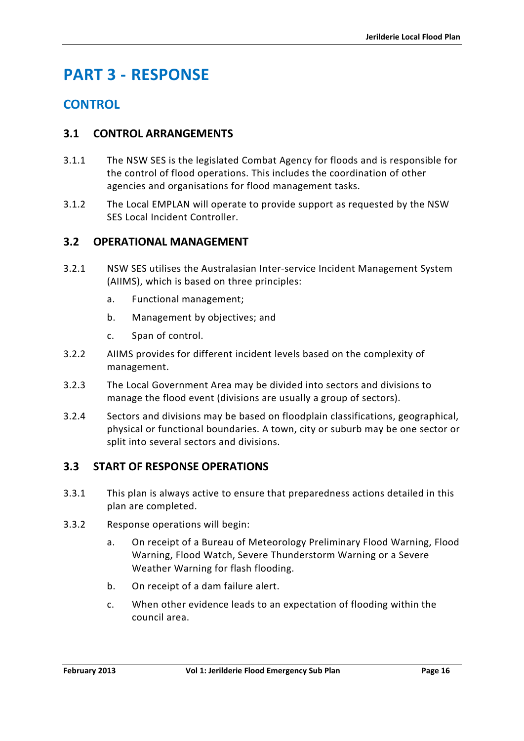# PART 3 - RESPONSE

## CONTROL

### 3.1 CONTROL ARRANGEMENTS

3.1.1 The NSW SES is the legislated Combat Agency for floods and is responsible for the control of flood operations. This includes the coordination of other agencies and organisations for flood management tasks.

3.1.2 The Local EMPLAN will operate to provide support as requested by the NSW SES Local Incident Controller.

### 3.2 OPERATIONAL MANAGEMENT

3.2.1 NSW SES utilises the Australasian Inter-service Incident Management System (AIIMS), which is based on three principles:

- a. Functional management;
- b. Management by objectives; and
- c. Span of control.

3.2.2 AIIMS provides for different incident levels based on the complexity of management.

3.2.3 The Local Government Area may be divided into sectors and divisions to manage the flood event (divisions are usually a group of sectors).

3.2.4 Sectors and divisions may be based on floodplain classifications, geographical, physical or functional boundaries. A town, city or suburb may be one sector or split into several sectors and divisions.

### 3.3 START OF RESPONSE OPERATIONS

3.3.1 This plan is always active to ensure that preparedness actions detailed in this plan are completed.

3.3.2 Response operations will begin:

- a. On receipt of a Bureau of Meteorology Preliminary Flood Warning, Flood Warning, Flood Watch, Severe Thunderstorm Warning or a Severe Weather Warning for flash flooding.
- b. On receipt of a dam failure alert.
- c. When other evidence leads to an expectation of flooding within the council area.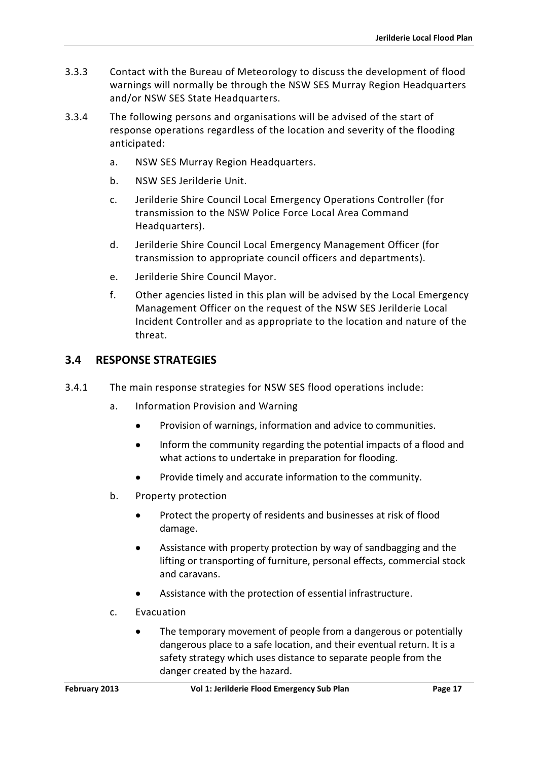3.3.3 Contact with the Bureau of Meteorology to discuss the development of flood warnings will normally be through the NSW SES Murray Region Headquarters and/or NSW SES State Headquarters.

3.3.4 The following persons and organisations will be advised of the start of response operations regardless of the location and severity of the flooding anticipated:

a. NSW SES Murray Region Headquarters.

b. NSW SES Jerilderie Unit.

c. Jerilderie Shire Council Local Emergency Operations Controller (for transmission to the NSW Police Force Local Area Command Headquarters).

d. Jerilderie Shire Council Local Emergency Management Officer (for transmission to appropriate council officers and departments).

e. Jerilderie Shire Council Mayor.

f. Other agencies listed in this plan will be advised by the Local Emergency Management Officer on the request of the NSW SES Jerilderie Local Incident Controller and as appropriate to the location and nature of the threat.

## 3.4 RESPONSE STRATEGIES

3.4.1 The main response strategies for NSW SES flood operations include:

a. Information Provision and Warning

- Provision of warnings, information and advice to communities.
- Inform the community regarding the potential impacts of a flood and what actions to undertake in preparation for flooding.
- Provide timely and accurate information to the community.

b. Property protection

- Protect the property of residents and businesses at risk of flood damage.
- Assistance with property protection by way of sandbagging and the lifting or transporting of furniture, personal effects, commercial stock and caravans.
- Assistance with the protection of essential infrastructure.

c. Evacuation

- The temporary movement of people from a dangerous or potentially dangerous place to a safe location, and their eventual return. It is a safety strategy which uses distance to separate people from the danger created by the hazard.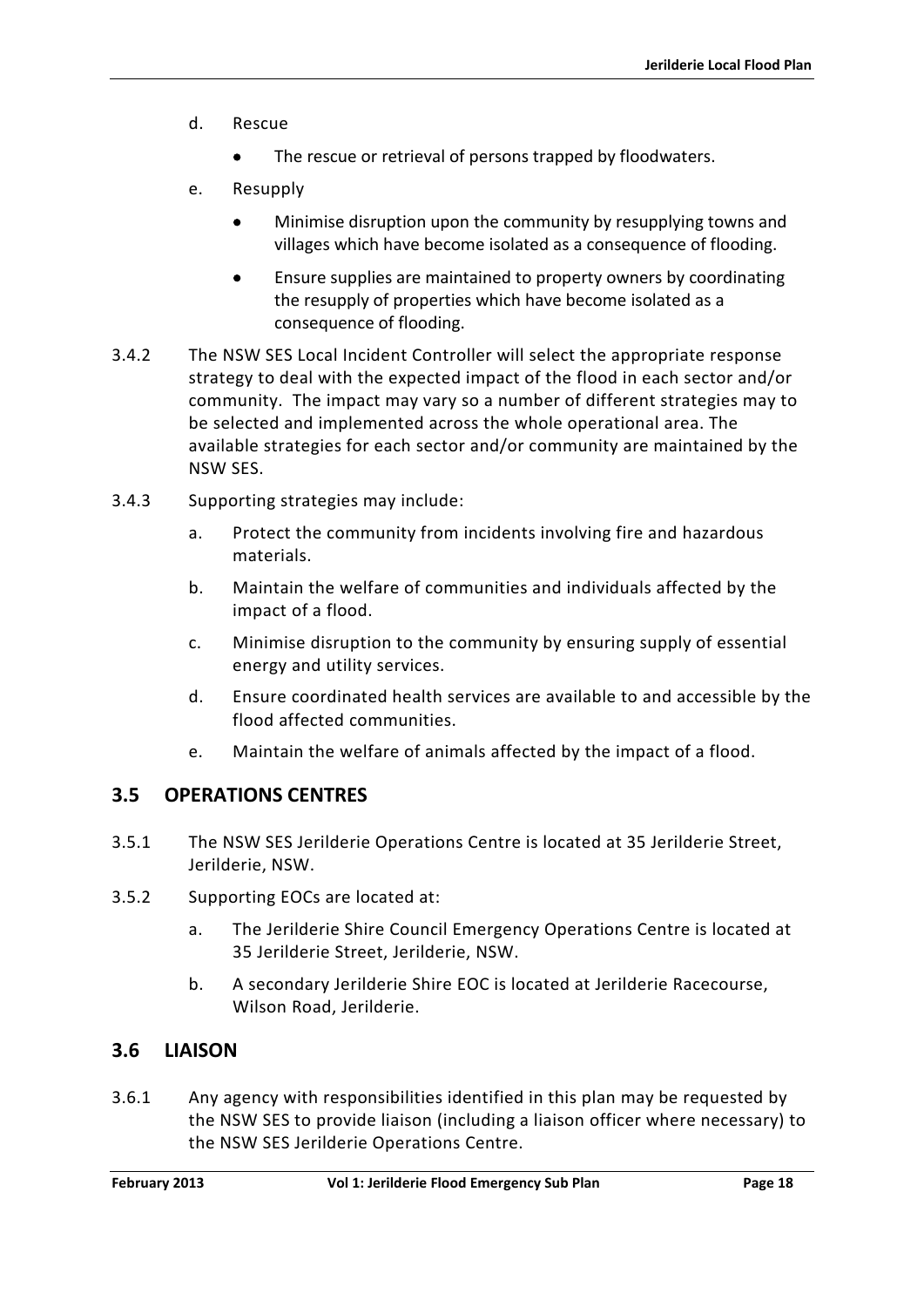d. Rescue

- The rescue or retrieval of persons trapped by floodwaters.

e. Resupply

- Minimise disruption upon the community by resupplying towns and villages which have become isolated as a consequence of flooding.
- Ensure supplies are maintained to property owners by coordinating the resupply of properties which have become isolated as a consequence of flooding.

3.4.2 The NSW SES Local Incident Controller will select the appropriate response strategy to deal with the expected impact of the flood in each sector and/or community. The impact may vary so a number of different strategies may to be selected and implemented across the whole operational area. The available strategies for each sector and/or community are maintained by the NSW SES.

3.4.3 Supporting strategies may include:

a. Protect the community from incidents involving fire and hazardous materials.

b. Maintain the welfare of communities and individuals affected by the impact of a flood.

c. Minimise disruption to the community by ensuring supply of essential energy and utility services.

d. Ensure coordinated health services are available to and accessible by the flood affected communities.

e. Maintain the welfare of animals affected by the impact of a flood.

## 3.5 OPERATIONS CENTRES

3.5.1 The NSW SES Jerilderie Operations Centre is located at 35 Jerilderie Street, Jerilderie, NSW.

3.5.2 Supporting EOCs are located at:

a. The Jerilderie Shire Council Emergency Operations Centre is located at 35 Jerilderie Street, Jerilderie, NSW.

b. A secondary Jerilderie Shire EOC is located at Jerilderie Racecourse, Wilson Road, Jerilderie.

## 3.6 LIAISON

3.6.1 Any agency with responsibilities identified in this plan may be requested by the NSW SES to provide liaison (including a liaison officer where necessary) to the NSW SES Jerilderie Operations Centre.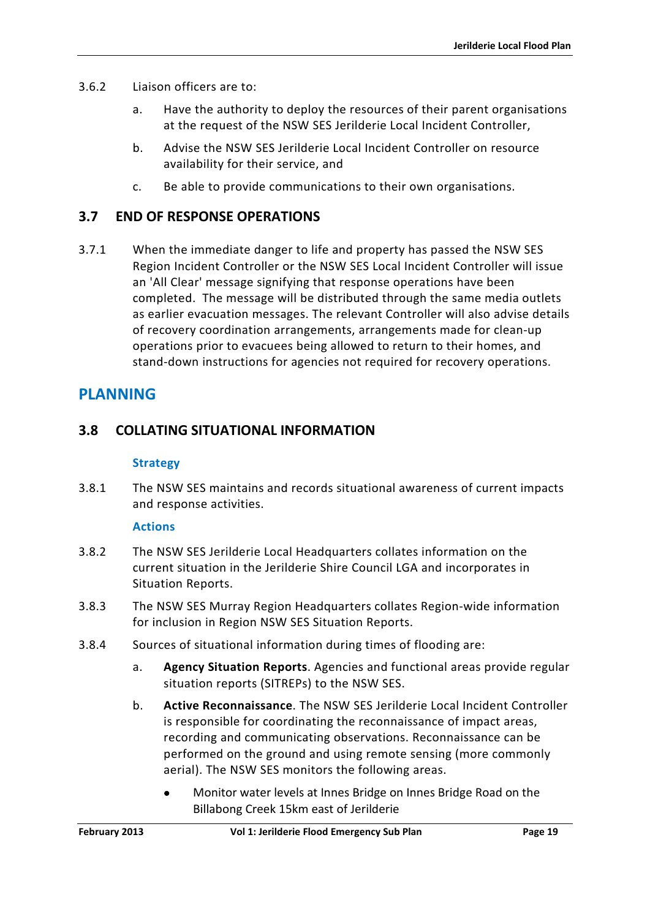3.6.2 Liaison officers are to:

a. Have the authority to deploy the resources of their parent organisations at the request of the NSW SES Jerilderie Local Incident Controller,

b. Advise the NSW SES Jerilderie Local Incident Controller on resource availability for their service, and

c. Be able to provide communications to their own organisations.

## 3.7 END OF RESPONSE OPERATIONS

3.7.1 When the immediate danger to life and property has passed the NSW SES Region Incident Controller or the NSW SES Local Incident Controller will issue an 'All Clear' message signifying that response operations have been completed. The message will be distributed through the same media outlets as earlier evacuation messages. The relevant Controller will also advise details of recovery coordination arrangements, arrangements made for clean-up operations prior to evacuees being allowed to return to their homes, and stand-down instructions for agencies not required for recovery operations.

# PLANNING

## 3.8 COLLATING SITUATIONAL INFORMATION

### Strategy

3.8.1 The NSW SES maintains and records situational awareness of current impacts and response activities.

### Actions

3.8.2 The NSW SES Jerilderie Local Headquarters collates information on the current situation in the Jerilderie Shire Council LGA and incorporates in Situation Reports.

3.8.3 The NSW SES Murray Region Headquarters collates Region-wide information for inclusion in Region NSW SES Situation Reports.

3.8.4 Sources of situational information during times of flooding are:

a. **Agency Situation Reports**. Agencies and functional areas provide regular situation reports (SITREPs) to the NSW SES.

b. **Active Reconnaissance**. The NSW SES Jerilderie Local Incident Controller is responsible for coordinating the reconnaissance of impact areas, recording and communicating observations. Reconnaissance can be performed on the ground and using remote sensing (more commonly aerial). The NSW SES monitors the following areas.

- Monitor water levels at Innes Bridge on Innes Bridge Road on the Billabong Creek 15km east of Jerilderie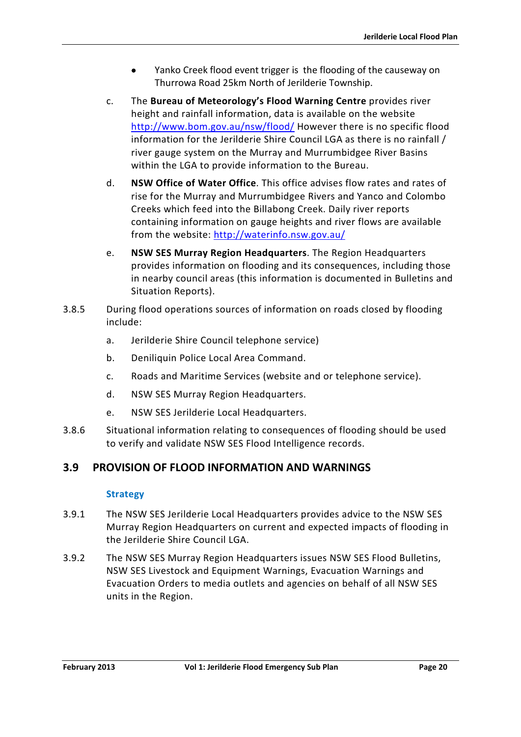- Yanko Creek flood event trigger is the flooding of the causeway on Thurrowa Road 25km North of Jerilderie Township.

c. The **Bureau of Meteorology's Flood Warning Centre** provides river height and rainfall information, data is available on the website http://www.bom.gov.au/nsw/flood/ However there is no specific flood information for the Jerilderie Shire Council LGA as there is no rainfall / river gauge system on the Murray and Murrumbidgee River Basins within the LGA to provide information to the Bureau.

d. **NSW Office of Water Office**. This office advises flow rates and rates of rise for the Murray and Murrumbidgee Rivers and Yanco and Colombo Creeks which feed into the Billabong Creek. Daily river reports containing information on gauge heights and river flows are available from the website: http://waterinfo.nsw.gov.au/

e. **NSW SES Murray Region Headquarters**. The Region Headquarters provides information on flooding and its consequences, including those in nearby council areas (this information is documented in Bulletins and Situation Reports).

3.8.5 During flood operations sources of information on roads closed by flooding include:

a. Jerilderie Shire Council telephone service)

b. Deniliquin Police Local Area Command.

c. Roads and Maritime Services (website and or telephone service).

d. NSW SES Murray Region Headquarters.

e. NSW SES Jerilderie Local Headquarters.

3.8.6 Situational information relating to consequences of flooding should be used to verify and validate NSW SES Flood Intelligence records.

## 3.9 PROVISION OF FLOOD INFORMATION AND WARNINGS

### Strategy

3.9.1 The NSW SES Jerilderie Local Headquarters provides advice to the NSW SES Murray Region Headquarters on current and expected impacts of flooding in the Jerilderie Shire Council LGA.

3.9.2 The NSW SES Murray Region Headquarters issues NSW SES Flood Bulletins, NSW SES Livestock and Equipment Warnings, Evacuation Warnings and Evacuation Orders to media outlets and agencies on behalf of all NSW SES units in the Region.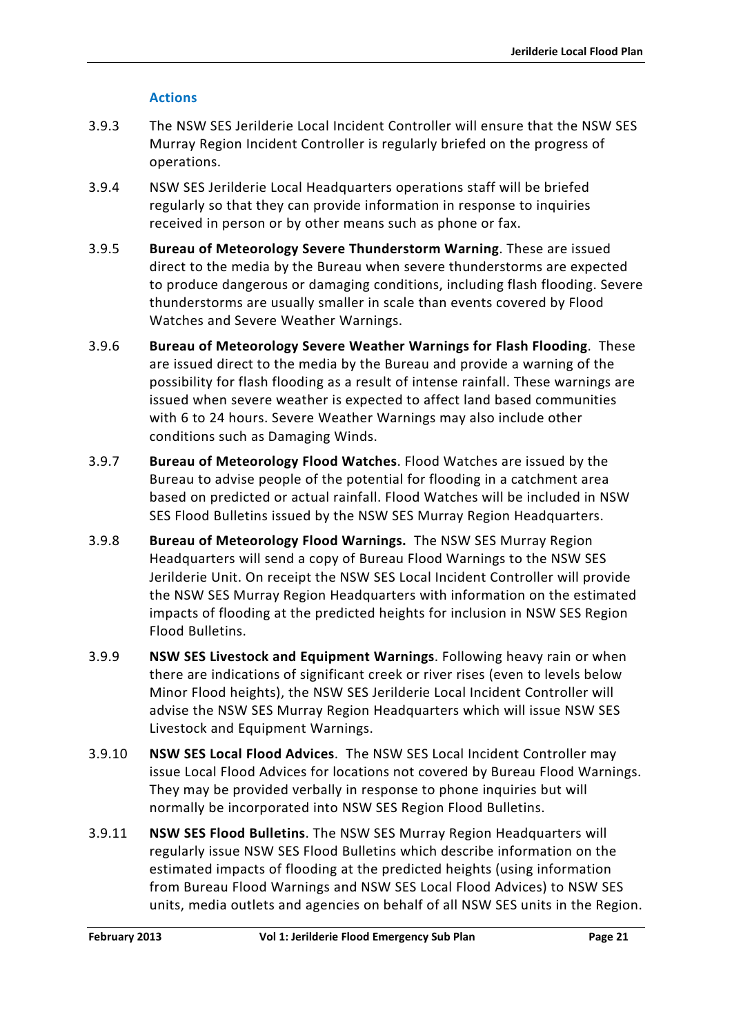### Actions

3.9.3 The NSW SES Jerilderie Local Incident Controller will ensure that the NSW SES Murray Region Incident Controller is regularly briefed on the progress of operations.

3.9.4 NSW SES Jerilderie Local Headquarters operations staff will be briefed regularly so that they can provide information in response to inquiries received in person or by other means such as phone or fax.

3.9.5 **Bureau of Meteorology Severe Thunderstorm Warning**. These are issued direct to the media by the Bureau when severe thunderstorms are expected to produce dangerous or damaging conditions, including flash flooding. Severe thunderstorms are usually smaller in scale than events covered by Flood Watches and Severe Weather Warnings.

3.9.6 **Bureau of Meteorology Severe Weather Warnings for Flash Flooding**. These are issued direct to the media by the Bureau and provide a warning of the possibility for flash flooding as a result of intense rainfall. These warnings are issued when severe weather is expected to affect land based communities with 6 to 24 hours. Severe Weather Warnings may also include other conditions such as Damaging Winds.

3.9.7 **Bureau of Meteorology Flood Watches**. Flood Watches are issued by the Bureau to advise people of the potential for flooding in a catchment area based on predicted or actual rainfall. Flood Watches will be included in NSW SES Flood Bulletins issued by the NSW SES Murray Region Headquarters.

3.9.8 **Bureau of Meteorology Flood Warnings.** The NSW SES Murray Region Headquarters will send a copy of Bureau Flood Warnings to the NSW SES Jerilderie Unit. On receipt the NSW SES Local Incident Controller will provide the NSW SES Murray Region Headquarters with information on the estimated impacts of flooding at the predicted heights for inclusion in NSW SES Region Flood Bulletins.

3.9.9 **NSW SES Livestock and Equipment Warnings**. Following heavy rain or when there are indications of significant creek or river rises (even to levels below Minor Flood heights), the NSW SES Jerilderie Local Incident Controller will advise the NSW SES Murray Region Headquarters which will issue NSW SES Livestock and Equipment Warnings.

3.9.10 **NSW SES Local Flood Advices**. The NSW SES Local Incident Controller may issue Local Flood Advices for locations not covered by Bureau Flood Warnings. They may be provided verbally in response to phone inquiries but will normally be incorporated into NSW SES Region Flood Bulletins.

3.9.11 **NSW SES Flood Bulletins**. The NSW SES Murray Region Headquarters will regularly issue NSW SES Flood Bulletins which describe information on the estimated impacts of flooding at the predicted heights (using information from Bureau Flood Warnings and NSW SES Local Flood Advices) to NSW SES units, media outlets and agencies on behalf of all NSW SES units in the Region.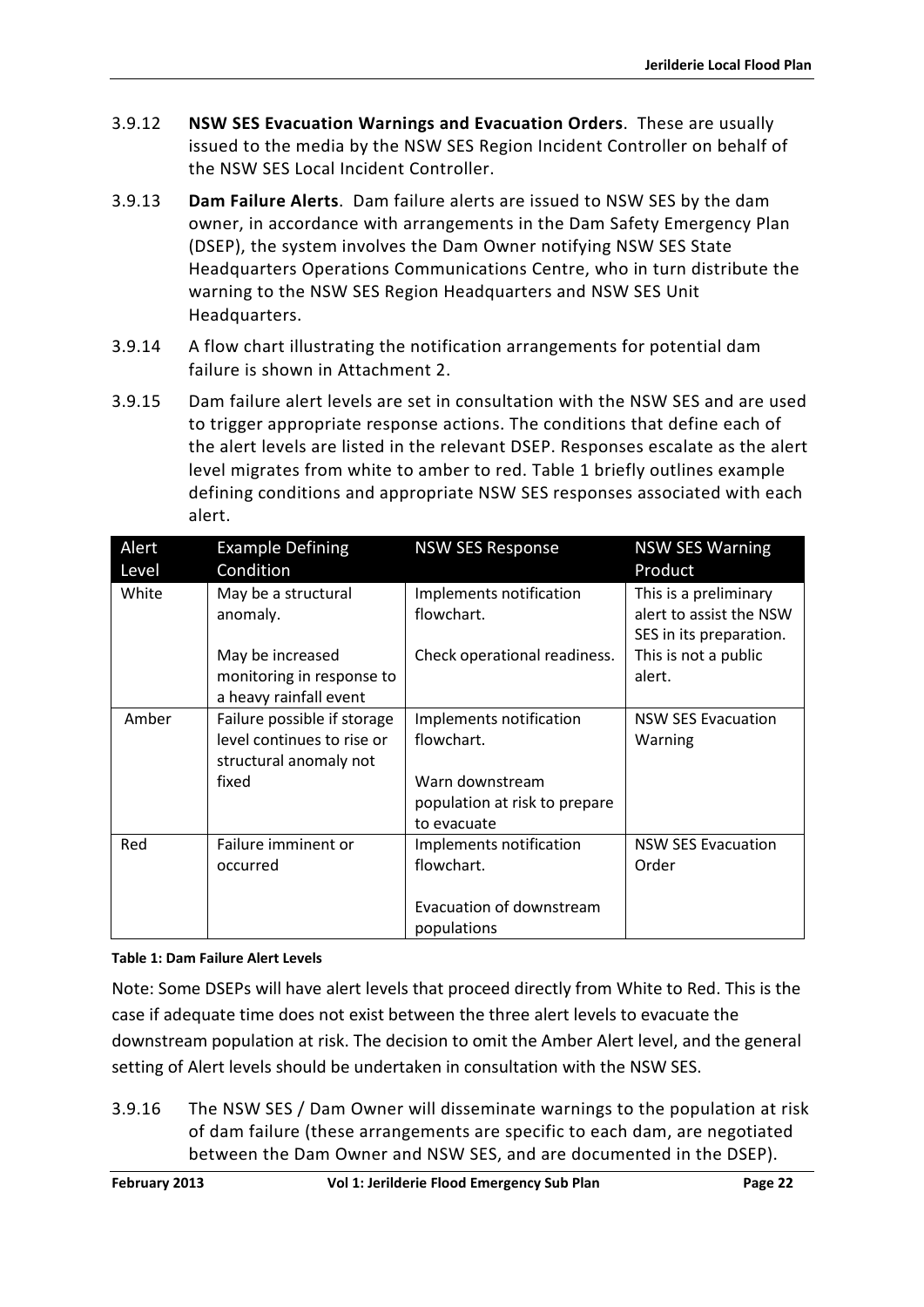3.9.12 **NSW SES Evacuation Warnings and Evacuation Orders**. These are usually issued to the media by the NSW SES Region Incident Controller on behalf of the NSW SES Local Incident Controller.

3.9.13 **Dam Failure Alerts**. Dam failure alerts are issued to NSW SES by the dam owner, in accordance with arrangements in the Dam Safety Emergency Plan (DSEP), the system involves the Dam Owner notifying NSW SES State Headquarters Operations Communications Centre, who in turn distribute the warning to the NSW SES Region Headquarters and NSW SES Unit Headquarters.

3.9.14 A flow chart illustrating the notification arrangements for potential dam failure is shown in Attachment 2.

3.9.15 Dam failure alert levels are set in consultation with the NSW SES and are used to trigger appropriate response actions. The conditions that define each of the alert levels are listed in the relevant DSEP. Responses escalate as the alert level migrates from white to amber to red. Table 1 briefly outlines example defining conditions and appropriate NSW SES responses associated with each alert.

| Alert Level | Example Defining Condition | NSW SES Response | NSW SES Warning Product |
|---|---|---|---|
| White | May be a structural anomaly.<br><br>May be increased monitoring in response to a heavy rainfall event | Implements notification flowchart.<br><br>Check operational readiness. | This is a preliminary alert to assist the NSW SES in its preparation. This is not a public alert. |
| Amber | Failure possible if storage level continues to rise or structural anomaly not fixed | Implements notification flowchart.<br><br>Warn downstream population at risk to prepare to evacuate | NSW SES Evacuation Warning |
| Red | Failure imminent or occurred | Implements notification flowchart.<br><br>Evacuation of downstream populations | NSW SES Evacuation Order |

**Table 1: Dam Failure Alert Levels**

Note: Some DSEPs will have alert levels that proceed directly from White to Red. This is the case if adequate time does not exist between the three alert levels to evacuate the downstream population at risk. The decision to omit the Amber Alert level, and the general setting of Alert levels should be undertaken in consultation with the NSW SES.

3.9.16 The NSW SES / Dam Owner will disseminate warnings to the population at risk of dam failure (these arrangements are specific to each dam, are negotiated between the Dam Owner and NSW SES, and are documented in the DSEP).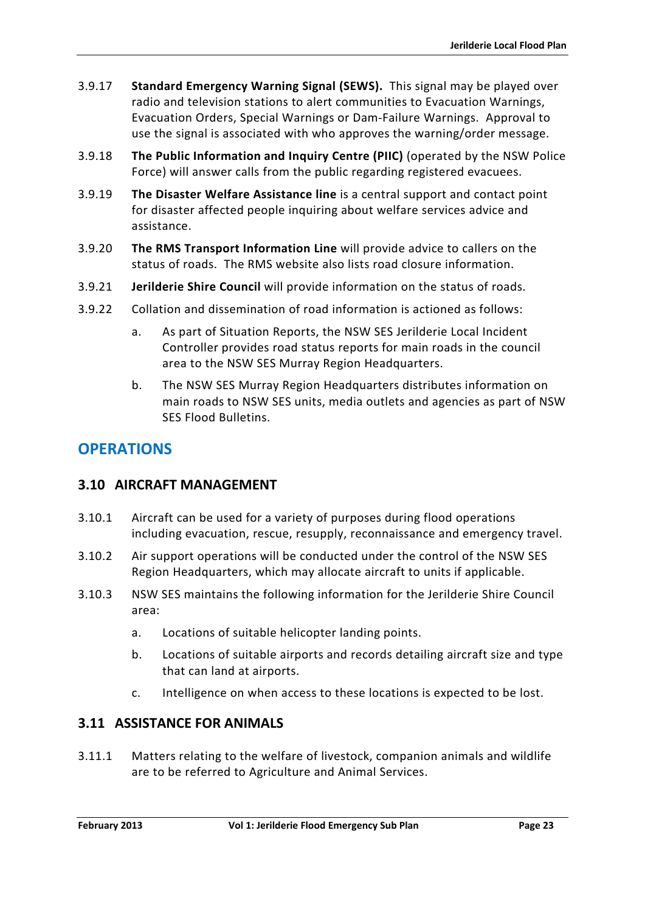3.9.17 **Standard Emergency Warning Signal (SEWS).** This signal may be played over radio and television stations to alert communities to Evacuation Warnings, Evacuation Orders, Special Warnings or Dam-Failure Warnings. Approval to use the signal is associated with who approves the warning/order message.

3.9.18 **The Public Information and Inquiry Centre (PIIC)** (operated by the NSW Police Force) will answer calls from the public regarding registered evacuees.

3.9.19 **The Disaster Welfare Assistance line** is a central support and contact point for disaster affected people inquiring about welfare services advice and assistance.

3.9.20 **The RMS Transport Information Line** will provide advice to callers on the status of roads. The RMS website also lists road closure information.

3.9.21 **Jerilderie Shire Council** will provide information on the status of roads.

3.9.22 Collation and dissemination of road information is actioned as follows:

a. As part of Situation Reports, the NSW SES Jerilderie Local Incident Controller provides road status reports for main roads in the council area to the NSW SES Murray Region Headquarters.

b. The NSW SES Murray Region Headquarters distributes information on main roads to NSW SES units, media outlets and agencies as part of NSW SES Flood Bulletins.

## OPERATIONS

### 3.10 AIRCRAFT MANAGEMENT

3.10.1 Aircraft can be used for a variety of purposes during flood operations including evacuation, rescue, resupply, reconnaissance and emergency travel.

3.10.2 Air support operations will be conducted under the control of the NSW SES Region Headquarters, which may allocate aircraft to units if applicable.

3.10.3 NSW SES maintains the following information for the Jerilderie Shire Council area:

a. Locations of suitable helicopter landing points.

b. Locations of suitable airports and records detailing aircraft size and type that can land at airports.

c. Intelligence on when access to these locations is expected to be lost.

### 3.11 ASSISTANCE FOR ANIMALS

3.11.1 Matters relating to the welfare of livestock, companion animals and wildlife are to be referred to Agriculture and Animal Services.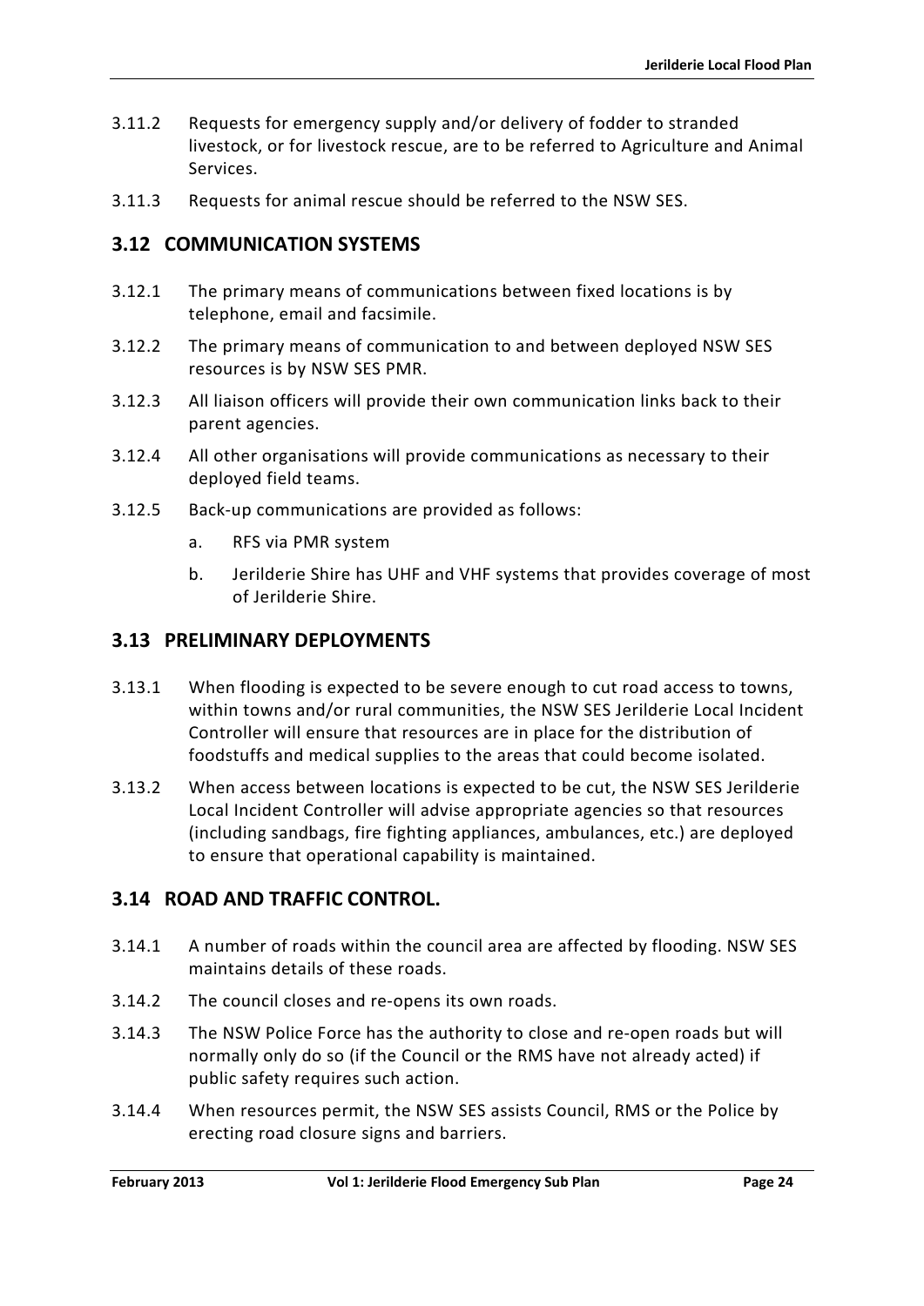3.11.2 Requests for emergency supply and/or delivery of fodder to stranded livestock, or for livestock rescue, are to be referred to Agriculture and Animal Services.

3.11.3 Requests for animal rescue should be referred to the NSW SES.

## 3.12 COMMUNICATION SYSTEMS

3.12.1 The primary means of communications between fixed locations is by telephone, email and facsimile.

3.12.2 The primary means of communication to and between deployed NSW SES resources is by NSW SES PMR.

3.12.3 All liaison officers will provide their own communication links back to their parent agencies.

3.12.4 All other organisations will provide communications as necessary to their deployed field teams.

3.12.5 Back-up communications are provided as follows:

a. RFS via PMR system

b. Jerilderie Shire has UHF and VHF systems that provides coverage of most of Jerilderie Shire.

## 3.13 PRELIMINARY DEPLOYMENTS

3.13.1 When flooding is expected to be severe enough to cut road access to towns, within towns and/or rural communities, the NSW SES Jerilderie Local Incident Controller will ensure that resources are in place for the distribution of foodstuffs and medical supplies to the areas that could become isolated.

3.13.2 When access between locations is expected to be cut, the NSW SES Jerilderie Local Incident Controller will advise appropriate agencies so that resources (including sandbags, fire fighting appliances, ambulances, etc.) are deployed to ensure that operational capability is maintained.

## 3.14 ROAD AND TRAFFIC CONTROL.

3.14.1 A number of roads within the council area are affected by flooding. NSW SES maintains details of these roads.

3.14.2 The council closes and re-opens its own roads.

3.14.3 The NSW Police Force has the authority to close and re-open roads but will normally only do so (if the Council or the RMS have not already acted) if public safety requires such action.

3.14.4 When resources permit, the NSW SES assists Council, RMS or the Police by erecting road closure signs and barriers.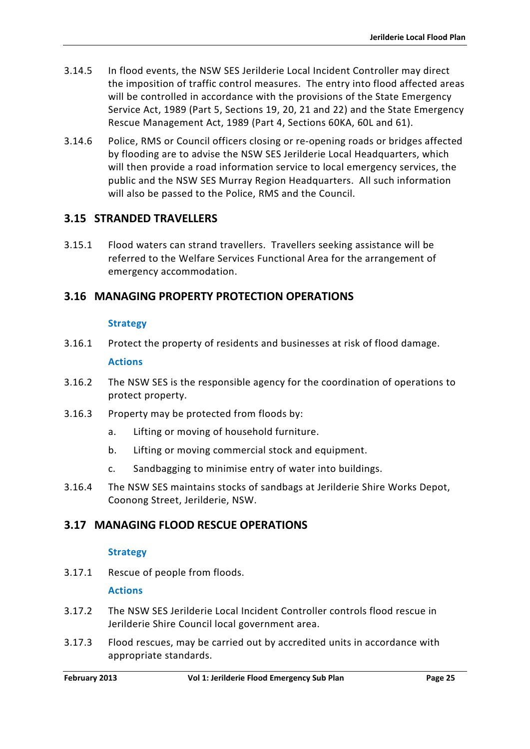3.14.5 In flood events, the NSW SES Jerilderie Local Incident Controller may direct the imposition of traffic control measures. The entry into flood affected areas will be controlled in accordance with the provisions of the State Emergency Service Act, 1989 (Part 5, Sections 19, 20, 21 and 22) and the State Emergency Rescue Management Act, 1989 (Part 4, Sections 60KA, 60L and 61).

3.14.6 Police, RMS or Council officers closing or re-opening roads or bridges affected by flooding are to advise the NSW SES Jerilderie Local Headquarters, which will then provide a road information service to local emergency services, the public and the NSW SES Murray Region Headquarters. All such information will also be passed to the Police, RMS and the Council.

## 3.15 STRANDED TRAVELLERS

3.15.1 Flood waters can strand travellers. Travellers seeking assistance will be referred to the Welfare Services Functional Area for the arrangement of emergency accommodation.

## 3.16 MANAGING PROPERTY PROTECTION OPERATIONS

**Strategy**

3.16.1 Protect the property of residents and businesses at risk of flood damage.

**Actions**

3.16.2 The NSW SES is the responsible agency for the coordination of operations to protect property.

3.16.3 Property may be protected from floods by:

a. Lifting or moving of household furniture.

b. Lifting or moving commercial stock and equipment.

c. Sandbagging to minimise entry of water into buildings.

3.16.4 The NSW SES maintains stocks of sandbags at Jerilderie Shire Works Depot, Coonong Street, Jerilderie, NSW.

## 3.17 MANAGING FLOOD RESCUE OPERATIONS

**Strategy**

3.17.1 Rescue of people from floods.

**Actions**

3.17.2 The NSW SES Jerilderie Local Incident Controller controls flood rescue in Jerilderie Shire Council local government area.

3.17.3 Flood rescues, may be carried out by accredited units in accordance with appropriate standards.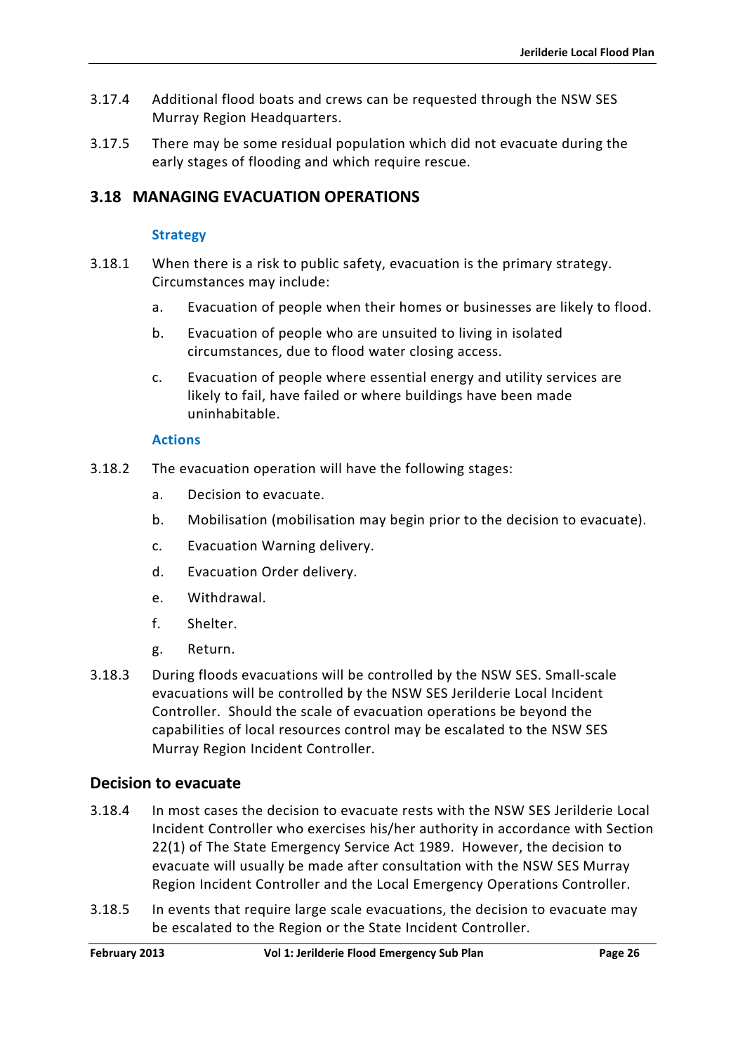3.17.4 Additional flood boats and crews can be requested through the NSW SES Murray Region Headquarters.

3.17.5 There may be some residual population which did not evacuate during the early stages of flooding and which require rescue.

## 3.18 MANAGING EVACUATION OPERATIONS

### Strategy

3.18.1 When there is a risk to public safety, evacuation is the primary strategy. Circumstances may include:

a. Evacuation of people when their homes or businesses are likely to flood.

b. Evacuation of people who are unsuited to living in isolated circumstances, due to flood water closing access.

c. Evacuation of people where essential energy and utility services are likely to fail, have failed or where buildings have been made uninhabitable.

### Actions

3.18.2 The evacuation operation will have the following stages:

a. Decision to evacuate.

b. Mobilisation (mobilisation may begin prior to the decision to evacuate).

c. Evacuation Warning delivery.

d. Evacuation Order delivery.

e. Withdrawal.

f. Shelter.

g. Return.

3.18.3 During floods evacuations will be controlled by the NSW SES. Small-scale evacuations will be controlled by the NSW SES Jerilderie Local Incident Controller. Should the scale of evacuation operations be beyond the capabilities of local resources control may be escalated to the NSW SES Murray Region Incident Controller.

## Decision to evacuate

3.18.4 In most cases the decision to evacuate rests with the NSW SES Jerilderie Local Incident Controller who exercises his/her authority in accordance with Section 22(1) of The State Emergency Service Act 1989. However, the decision to evacuate will usually be made after consultation with the NSW SES Murray Region Incident Controller and the Local Emergency Operations Controller.

3.18.5 In events that require large scale evacuations, the decision to evacuate may be escalated to the Region or the State Incident Controller.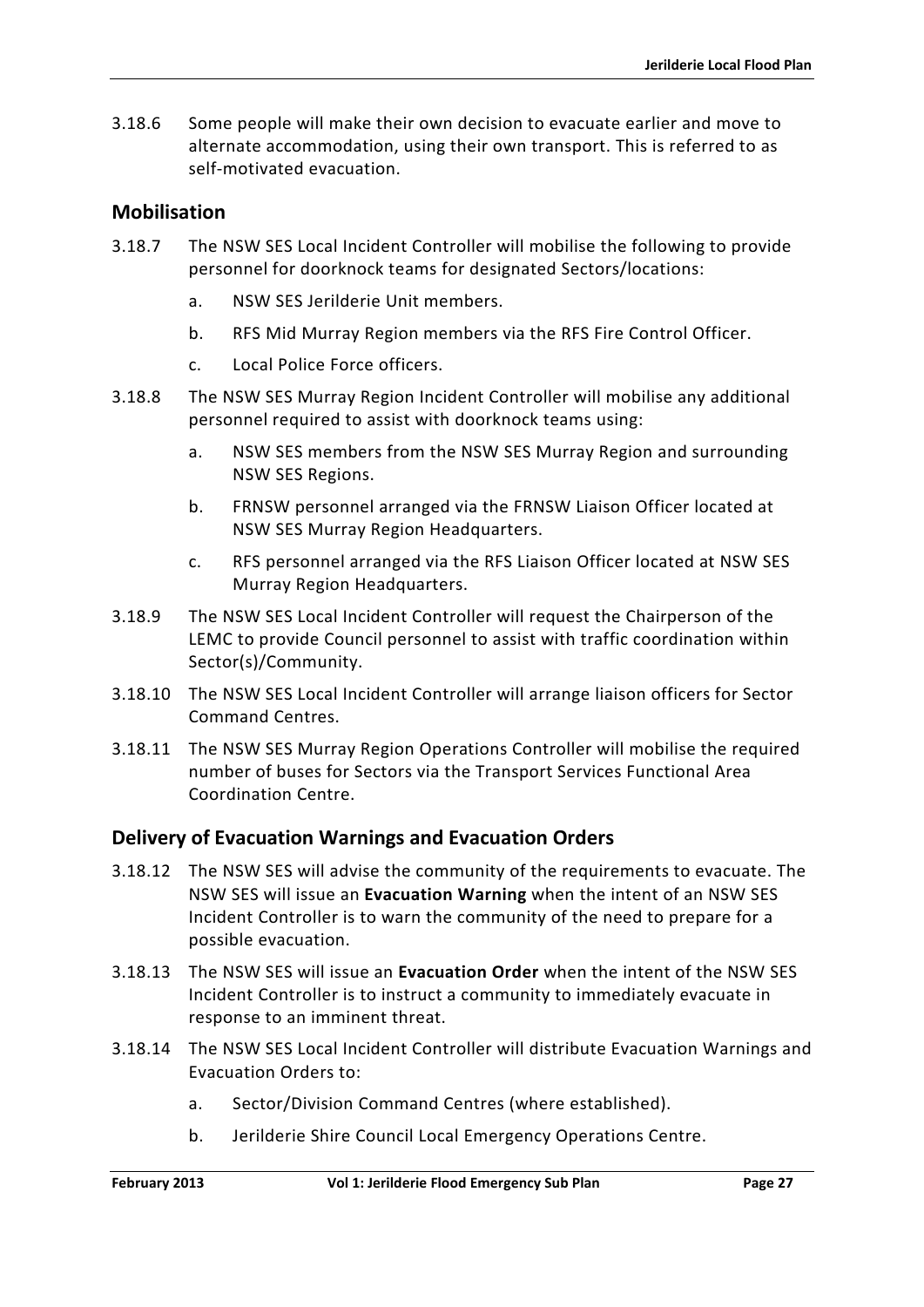3.18.6 Some people will make their own decision to evacuate earlier and move to alternate accommodation, using their own transport. This is referred to as self-motivated evacuation.

## Mobilisation

3.18.7 The NSW SES Local Incident Controller will mobilise the following to provide personnel for doorknock teams for designated Sectors/locations:

a. NSW SES Jerilderie Unit members.

b. RFS Mid Murray Region members via the RFS Fire Control Officer.

c. Local Police Force officers.

3.18.8 The NSW SES Murray Region Incident Controller will mobilise any additional personnel required to assist with doorknock teams using:

a. NSW SES members from the NSW SES Murray Region and surrounding NSW SES Regions.

b. FRNSW personnel arranged via the FRNSW Liaison Officer located at NSW SES Murray Region Headquarters.

c. RFS personnel arranged via the RFS Liaison Officer located at NSW SES Murray Region Headquarters.

3.18.9 The NSW SES Local Incident Controller will request the Chairperson of the LEMC to provide Council personnel to assist with traffic coordination within Sector(s)/Community.

3.18.10 The NSW SES Local Incident Controller will arrange liaison officers for Sector Command Centres.

3.18.11 The NSW SES Murray Region Operations Controller will mobilise the required number of buses for Sectors via the Transport Services Functional Area Coordination Centre.

## Delivery of Evacuation Warnings and Evacuation Orders

3.18.12 The NSW SES will advise the community of the requirements to evacuate. The NSW SES will issue an **Evacuation Warning** when the intent of an NSW SES Incident Controller is to warn the community of the need to prepare for a possible evacuation.

3.18.13 The NSW SES will issue an **Evacuation Order** when the intent of the NSW SES Incident Controller is to instruct a community to immediately evacuate in response to an imminent threat.

3.18.14 The NSW SES Local Incident Controller will distribute Evacuation Warnings and Evacuation Orders to:

a. Sector/Division Command Centres (where established).

b. Jerilderie Shire Council Local Emergency Operations Centre.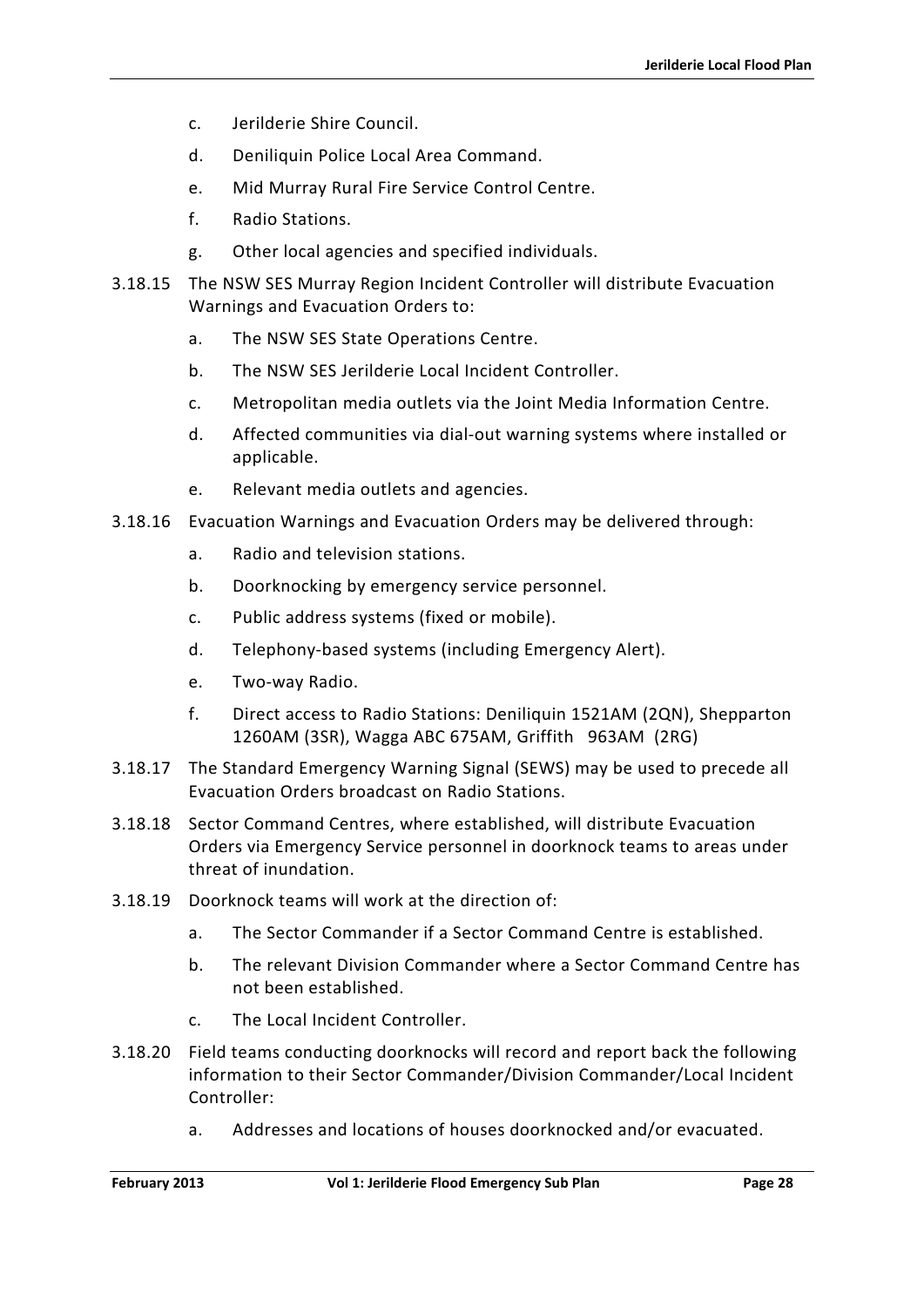c. Jerilderie Shire Council.

d. Deniliquin Police Local Area Command.

e. Mid Murray Rural Fire Service Control Centre.

f. Radio Stations.

g. Other local agencies and specified individuals.

3.18.15 The NSW SES Murray Region Incident Controller will distribute Evacuation Warnings and Evacuation Orders to:

a. The NSW SES State Operations Centre.

b. The NSW SES Jerilderie Local Incident Controller.

c. Metropolitan media outlets via the Joint Media Information Centre.

d. Affected communities via dial-out warning systems where installed or applicable.

e. Relevant media outlets and agencies.

3.18.16 Evacuation Warnings and Evacuation Orders may be delivered through:

a. Radio and television stations.

b. Doorknocking by emergency service personnel.

c. Public address systems (fixed or mobile).

d. Telephony-based systems (including Emergency Alert).

e. Two-way Radio.

f. Direct access to Radio Stations: Deniliquin 1521AM (2QN), Shepparton 1260AM (3SR), Wagga ABC 675AM, Griffith 963AM (2RG)

3.18.17 The Standard Emergency Warning Signal (SEWS) may be used to precede all Evacuation Orders broadcast on Radio Stations.

3.18.18 Sector Command Centres, where established, will distribute Evacuation Orders via Emergency Service personnel in doorknock teams to areas under threat of inundation.

3.18.19 Doorknock teams will work at the direction of:

a. The Sector Commander if a Sector Command Centre is established.

b. The relevant Division Commander where a Sector Command Centre has not been established.

c. The Local Incident Controller.

3.18.20 Field teams conducting doorknocks will record and report back the following information to their Sector Commander/Division Commander/Local Incident Controller:

a. Addresses and locations of houses doorknocked and/or evacuated.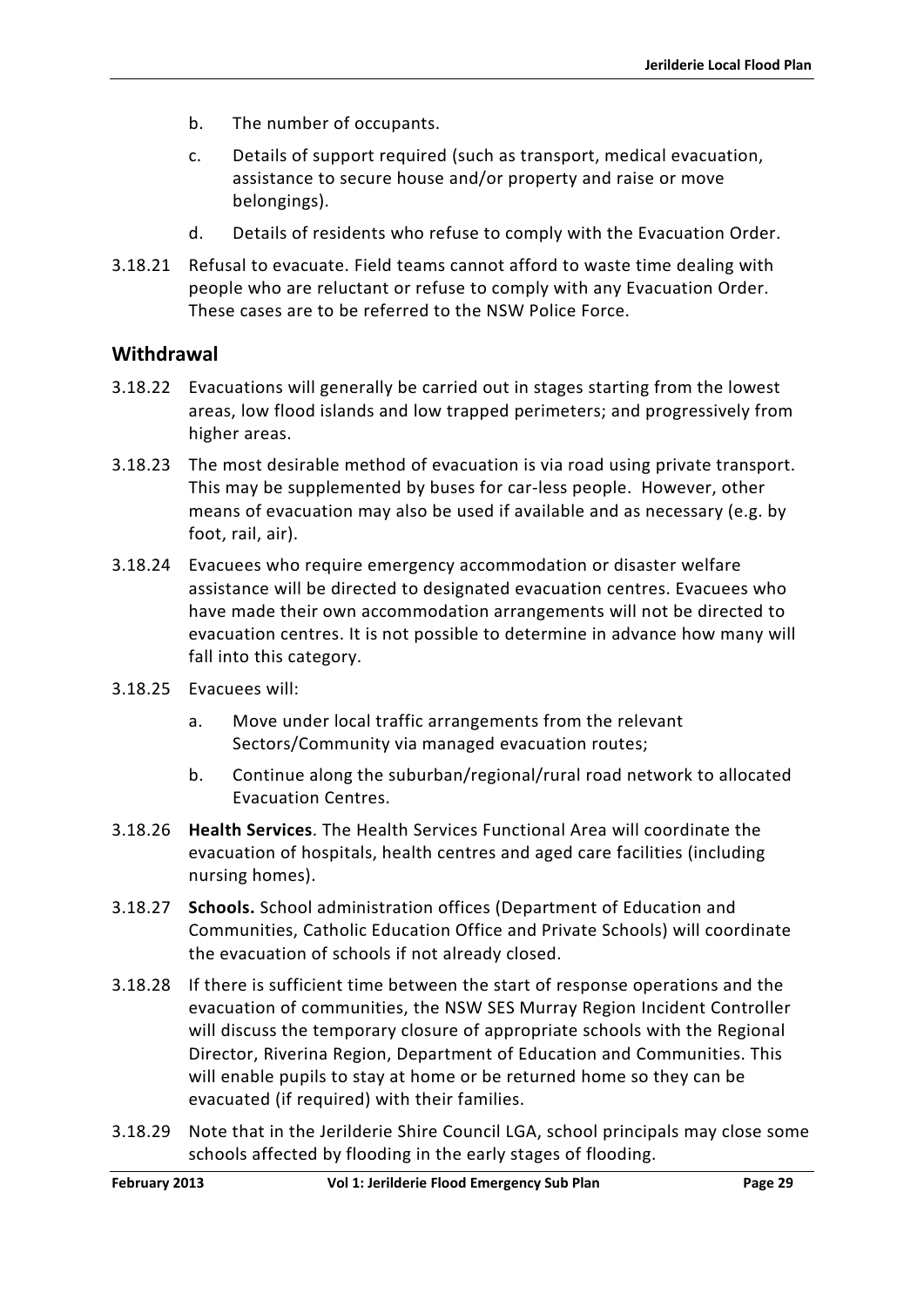b. The number of occupants.

c. Details of support required (such as transport, medical evacuation, assistance to secure house and/or property and raise or move belongings).

d. Details of residents who refuse to comply with the Evacuation Order.

3.18.21 Refusal to evacuate. Field teams cannot afford to waste time dealing with people who are reluctant or refuse to comply with any Evacuation Order. These cases are to be referred to the NSW Police Force.

## Withdrawal

3.18.22 Evacuations will generally be carried out in stages starting from the lowest areas, low flood islands and low trapped perimeters; and progressively from higher areas.

3.18.23 The most desirable method of evacuation is via road using private transport. This may be supplemented by buses for car-less people. However, other means of evacuation may also be used if available and as necessary (e.g. by foot, rail, air).

3.18.24 Evacuees who require emergency accommodation or disaster welfare assistance will be directed to designated evacuation centres. Evacuees who have made their own accommodation arrangements will not be directed to evacuation centres. It is not possible to determine in advance how many will fall into this category.

3.18.25 Evacuees will:

a. Move under local traffic arrangements from the relevant Sectors/Community via managed evacuation routes;

b. Continue along the suburban/regional/rural road network to allocated Evacuation Centres.

3.18.26 **Health Services**. The Health Services Functional Area will coordinate the evacuation of hospitals, health centres and aged care facilities (including nursing homes).

3.18.27 **Schools.** School administration offices (Department of Education and Communities, Catholic Education Office and Private Schools) will coordinate the evacuation of schools if not already closed.

3.18.28 If there is sufficient time between the start of response operations and the evacuation of communities, the NSW SES Murray Region Incident Controller will discuss the temporary closure of appropriate schools with the Regional Director, Riverina Region, Department of Education and Communities. This will enable pupils to stay at home or be returned home so they can be evacuated (if required) with their families.

3.18.29 Note that in the Jerilderie Shire Council LGA, school principals may close some schools affected by flooding in the early stages of flooding.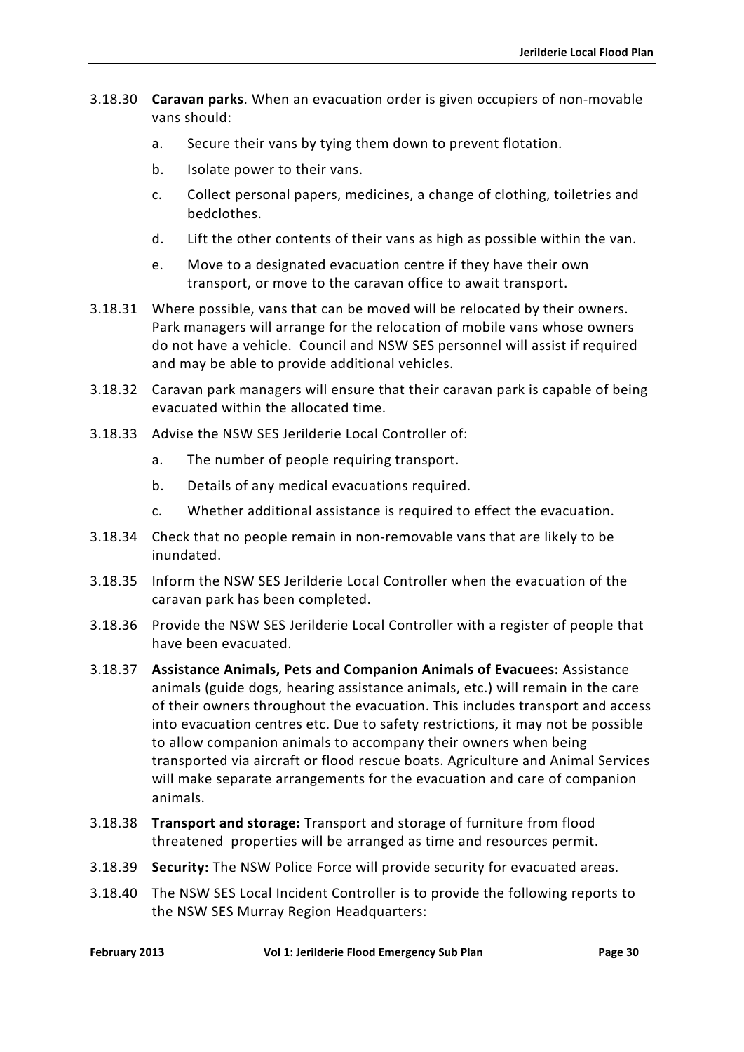3.18.30 **Caravan parks**. When an evacuation order is given occupiers of non-movable vans should:

a. Secure their vans by tying them down to prevent flotation.

b. Isolate power to their vans.

c. Collect personal papers, medicines, a change of clothing, toiletries and bedclothes.

d. Lift the other contents of their vans as high as possible within the van.

e. Move to a designated evacuation centre if they have their own transport, or move to the caravan office to await transport.

3.18.31 Where possible, vans that can be moved will be relocated by their owners. Park managers will arrange for the relocation of mobile vans whose owners do not have a vehicle. Council and NSW SES personnel will assist if required and may be able to provide additional vehicles.

3.18.32 Caravan park managers will ensure that their caravan park is capable of being evacuated within the allocated time.

3.18.33 Advise the NSW SES Jerilderie Local Controller of:

a. The number of people requiring transport.

b. Details of any medical evacuations required.

c. Whether additional assistance is required to effect the evacuation.

3.18.34 Check that no people remain in non-removable vans that are likely to be inundated.

3.18.35 Inform the NSW SES Jerilderie Local Controller when the evacuation of the caravan park has been completed.

3.18.36 Provide the NSW SES Jerilderie Local Controller with a register of people that have been evacuated.

3.18.37 **Assistance Animals, Pets and Companion Animals of Evacuees:** Assistance animals (guide dogs, hearing assistance animals, etc.) will remain in the care of their owners throughout the evacuation. This includes transport and access into evacuation centres etc. Due to safety restrictions, it may not be possible to allow companion animals to accompany their owners when being transported via aircraft or flood rescue boats. Agriculture and Animal Services will make separate arrangements for the evacuation and care of companion animals.

3.18.38 **Transport and storage:** Transport and storage of furniture from flood threatened properties will be arranged as time and resources permit.

3.18.39 **Security:** The NSW Police Force will provide security for evacuated areas.

3.18.40 The NSW SES Local Incident Controller is to provide the following reports to the NSW SES Murray Region Headquarters: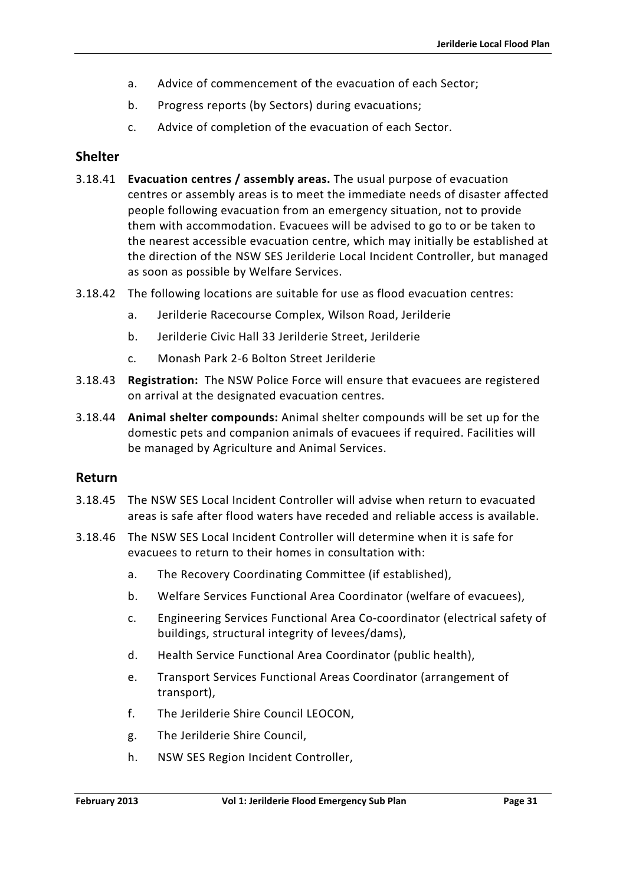a. Advice of commencement of the evacuation of each Sector;

b. Progress reports (by Sectors) during evacuations;

c. Advice of completion of the evacuation of each Sector.

## Shelter

3.18.41 **Evacuation centres / assembly areas.** The usual purpose of evacuation centres or assembly areas is to meet the immediate needs of disaster affected people following evacuation from an emergency situation, not to provide them with accommodation. Evacuees will be advised to go to or be taken to the nearest accessible evacuation centre, which may initially be established at the direction of the NSW SES Jerilderie Local Incident Controller, but managed as soon as possible by Welfare Services.

3.18.42 The following locations are suitable for use as flood evacuation centres:

a. Jerilderie Racecourse Complex, Wilson Road, Jerilderie

b. Jerilderie Civic Hall 33 Jerilderie Street, Jerilderie

c. Monash Park 2-6 Bolton Street Jerilderie

3.18.43 **Registration:** The NSW Police Force will ensure that evacuees are registered on arrival at the designated evacuation centres.

3.18.44 **Animal shelter compounds:** Animal shelter compounds will be set up for the domestic pets and companion animals of evacuees if required. Facilities will be managed by Agriculture and Animal Services.

## Return

3.18.45 The NSW SES Local Incident Controller will advise when return to evacuated areas is safe after flood waters have receded and reliable access is available.

3.18.46 The NSW SES Local Incident Controller will determine when it is safe for evacuees to return to their homes in consultation with:

a. The Recovery Coordinating Committee (if established),

b. Welfare Services Functional Area Coordinator (welfare of evacuees),

c. Engineering Services Functional Area Co-coordinator (electrical safety of buildings, structural integrity of levees/dams),

d. Health Service Functional Area Coordinator (public health),

e. Transport Services Functional Areas Coordinator (arrangement of transport),

f. The Jerilderie Shire Council LEOCON,

g. The Jerilderie Shire Council,

h. NSW SES Region Incident Controller,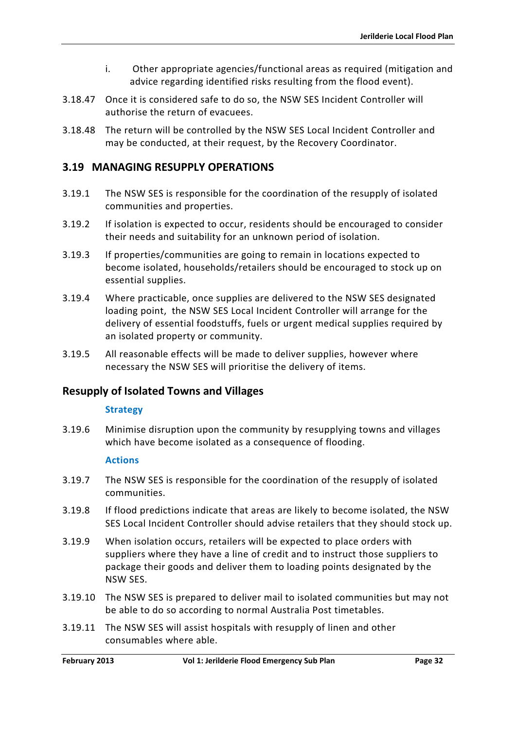i. Other appropriate agencies/functional areas as required (mitigation and advice regarding identified risks resulting from the flood event).

3.18.47 Once it is considered safe to do so, the NSW SES Incident Controller will authorise the return of evacuees.

3.18.48 The return will be controlled by the NSW SES Local Incident Controller and may be conducted, at their request, by the Recovery Coordinator.

## 3.19 MANAGING RESUPPLY OPERATIONS

3.19.1 The NSW SES is responsible for the coordination of the resupply of isolated communities and properties.

3.19.2 If isolation is expected to occur, residents should be encouraged to consider their needs and suitability for an unknown period of isolation.

3.19.3 If properties/communities are going to remain in locations expected to become isolated, households/retailers should be encouraged to stock up on essential supplies.

3.19.4 Where practicable, once supplies are delivered to the NSW SES designated loading point, the NSW SES Local Incident Controller will arrange for the delivery of essential foodstuffs, fuels or urgent medical supplies required by an isolated property or community.

3.19.5 All reasonable effects will be made to deliver supplies, however where necessary the NSW SES will prioritise the delivery of items.

### Resupply of Isolated Towns and Villages

#### Strategy

3.19.6 Minimise disruption upon the community by resupplying towns and villages which have become isolated as a consequence of flooding.

#### Actions

3.19.7 The NSW SES is responsible for the coordination of the resupply of isolated communities.

3.19.8 If flood predictions indicate that areas are likely to become isolated, the NSW SES Local Incident Controller should advise retailers that they should stock up.

3.19.9 When isolation occurs, retailers will be expected to place orders with suppliers where they have a line of credit and to instruct those suppliers to package their goods and deliver them to loading points designated by the NSW SES.

3.19.10 The NSW SES is prepared to deliver mail to isolated communities but may not be able to do so according to normal Australia Post timetables.

3.19.11 The NSW SES will assist hospitals with resupply of linen and other consumables where able.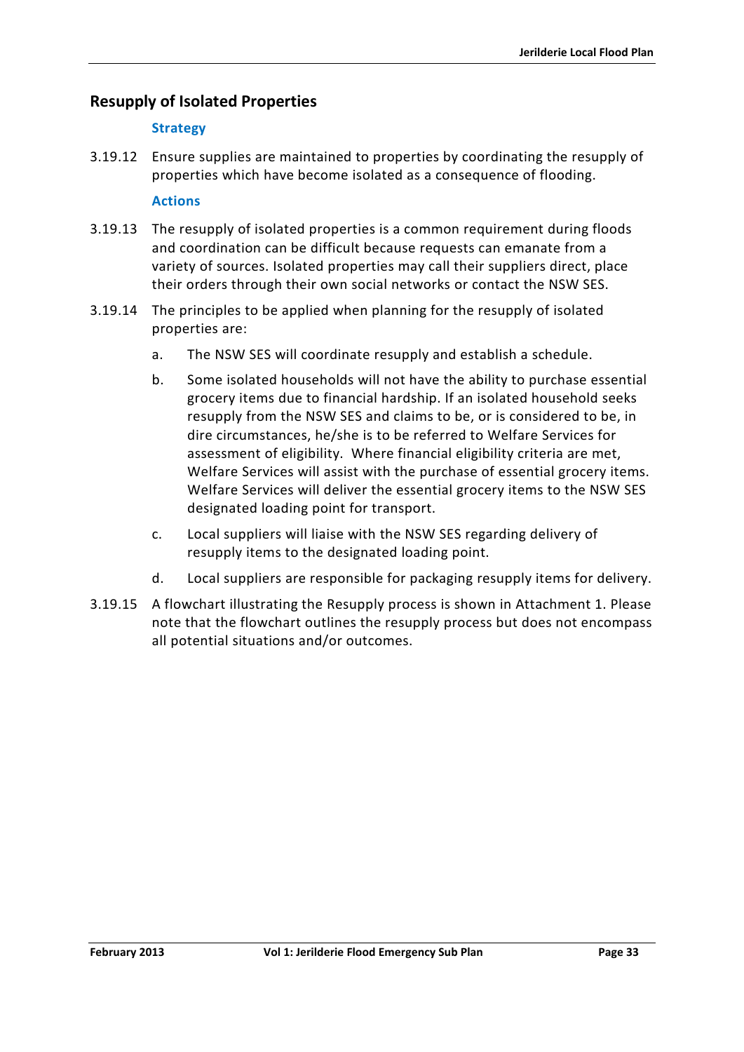## Resupply of Isolated Properties

### Strategy

3.19.12 Ensure supplies are maintained to properties by coordinating the resupply of properties which have become isolated as a consequence of flooding.

### Actions

3.19.13 The resupply of isolated properties is a common requirement during floods and coordination can be difficult because requests can emanate from a variety of sources. Isolated properties may call their suppliers direct, place their orders through their own social networks or contact the NSW SES.

3.19.14 The principles to be applied when planning for the resupply of isolated properties are:

a. The NSW SES will coordinate resupply and establish a schedule.

b. Some isolated households will not have the ability to purchase essential grocery items due to financial hardship. If an isolated household seeks resupply from the NSW SES and claims to be, or is considered to be, in dire circumstances, he/she is to be referred to Welfare Services for assessment of eligibility. Where financial eligibility criteria are met, Welfare Services will assist with the purchase of essential grocery items. Welfare Services will deliver the essential grocery items to the NSW SES designated loading point for transport.

c. Local suppliers will liaise with the NSW SES regarding delivery of resupply items to the designated loading point.

d. Local suppliers are responsible for packaging resupply items for delivery.

3.19.15 A flowchart illustrating the Resupply process is shown in Attachment 1. Please note that the flowchart outlines the resupply process but does not encompass all potential situations and/or outcomes.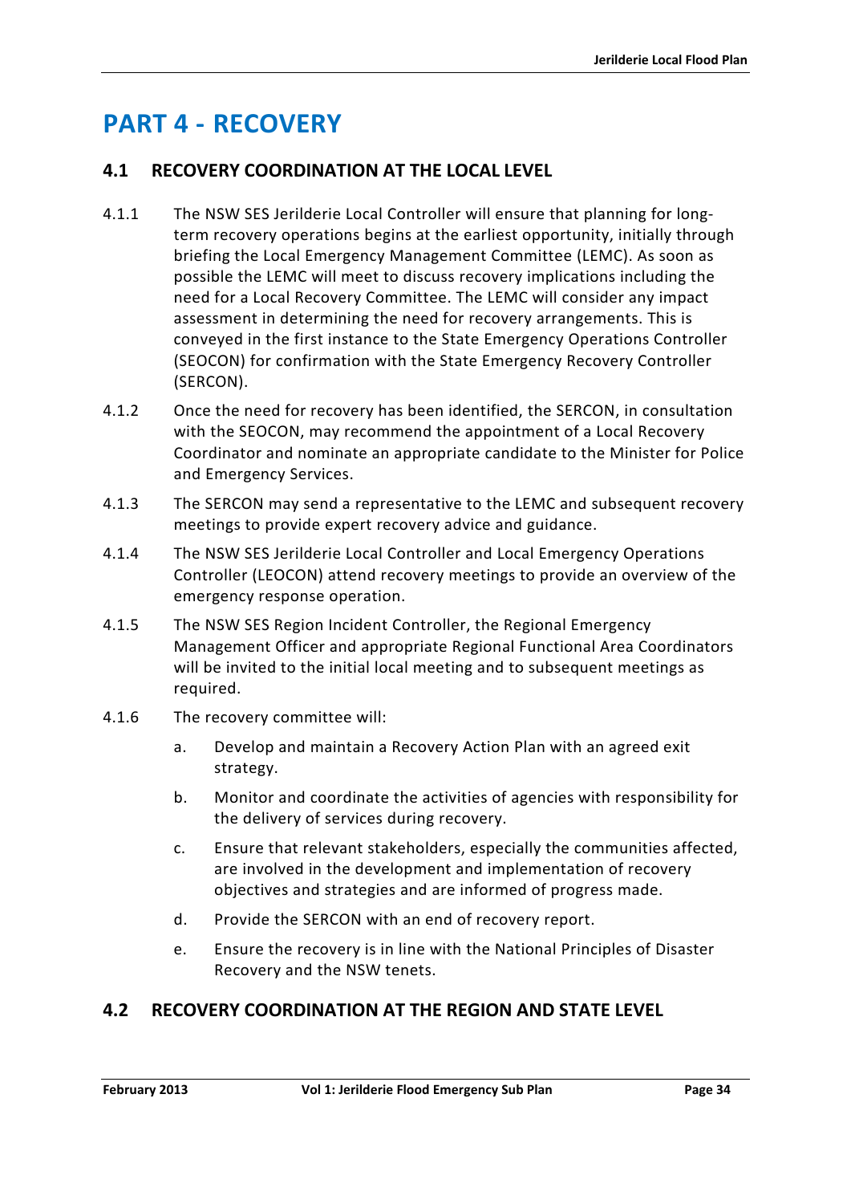# PART 4 - RECOVERY

## 4.1 RECOVERY COORDINATION AT THE LOCAL LEVEL

4.1.1 The NSW SES Jerilderie Local Controller will ensure that planning for long-term recovery operations begins at the earliest opportunity, initially through briefing the Local Emergency Management Committee (LEMC). As soon as possible the LEMC will meet to discuss recovery implications including the need for a Local Recovery Committee. The LEMC will consider any impact assessment in determining the need for recovery arrangements. This is conveyed in the first instance to the State Emergency Operations Controller (SEOCON) for confirmation with the State Emergency Recovery Controller (SERCON).

4.1.2 Once the need for recovery has been identified, the SERCON, in consultation with the SEOCON, may recommend the appointment of a Local Recovery Coordinator and nominate an appropriate candidate to the Minister for Police and Emergency Services.

4.1.3 The SERCON may send a representative to the LEMC and subsequent recovery meetings to provide expert recovery advice and guidance.

4.1.4 The NSW SES Jerilderie Local Controller and Local Emergency Operations Controller (LEOCON) attend recovery meetings to provide an overview of the emergency response operation.

4.1.5 The NSW SES Region Incident Controller, the Regional Emergency Management Officer and appropriate Regional Functional Area Coordinators will be invited to the initial local meeting and to subsequent meetings as required.

4.1.6 The recovery committee will:

a. Develop and maintain a Recovery Action Plan with an agreed exit strategy.

b. Monitor and coordinate the activities of agencies with responsibility for the delivery of services during recovery.

c. Ensure that relevant stakeholders, especially the communities affected, are involved in the development and implementation of recovery objectives and strategies and are informed of progress made.

d. Provide the SERCON with an end of recovery report.

e. Ensure the recovery is in line with the National Principles of Disaster Recovery and the NSW tenets.

## 4.2 RECOVERY COORDINATION AT THE REGION AND STATE LEVEL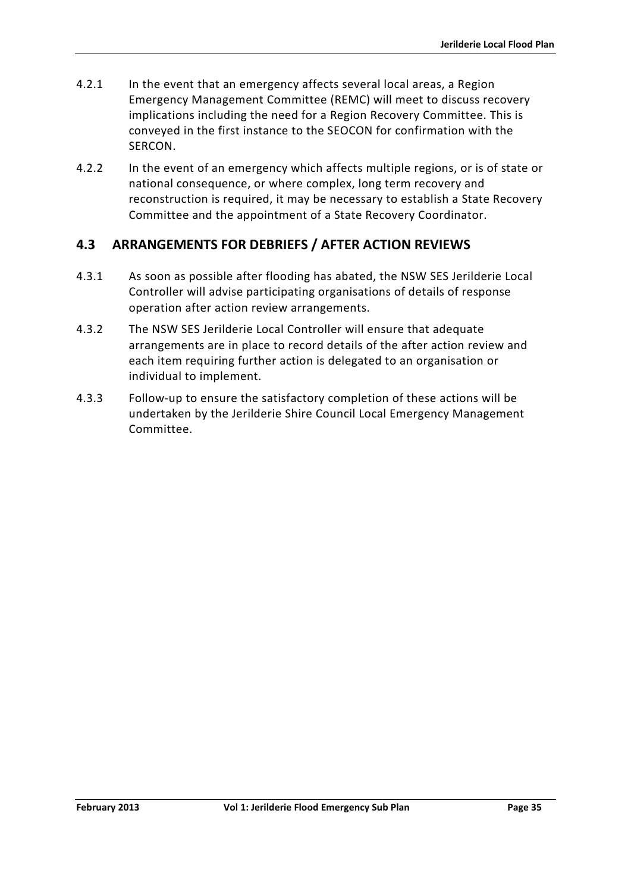4.2.1 In the event that an emergency affects several local areas, a Region Emergency Management Committee (REMC) will meet to discuss recovery implications including the need for a Region Recovery Committee. This is conveyed in the first instance to the SEOCON for confirmation with the SERCON.

4.2.2 In the event of an emergency which affects multiple regions, or is of state or national consequence, or where complex, long term recovery and reconstruction is required, it may be necessary to establish a State Recovery Committee and the appointment of a State Recovery Coordinator.

## 4.3 ARRANGEMENTS FOR DEBRIEFS / AFTER ACTION REVIEWS

4.3.1 As soon as possible after flooding has abated, the NSW SES Jerilderie Local Controller will advise participating organisations of details of response operation after action review arrangements.

4.3.2 The NSW SES Jerilderie Local Controller will ensure that adequate arrangements are in place to record details of the after action review and each item requiring further action is delegated to an organisation or individual to implement.

4.3.3 Follow-up to ensure the satisfactory completion of these actions will be undertaken by the Jerilderie Shire Council Local Emergency Management Committee.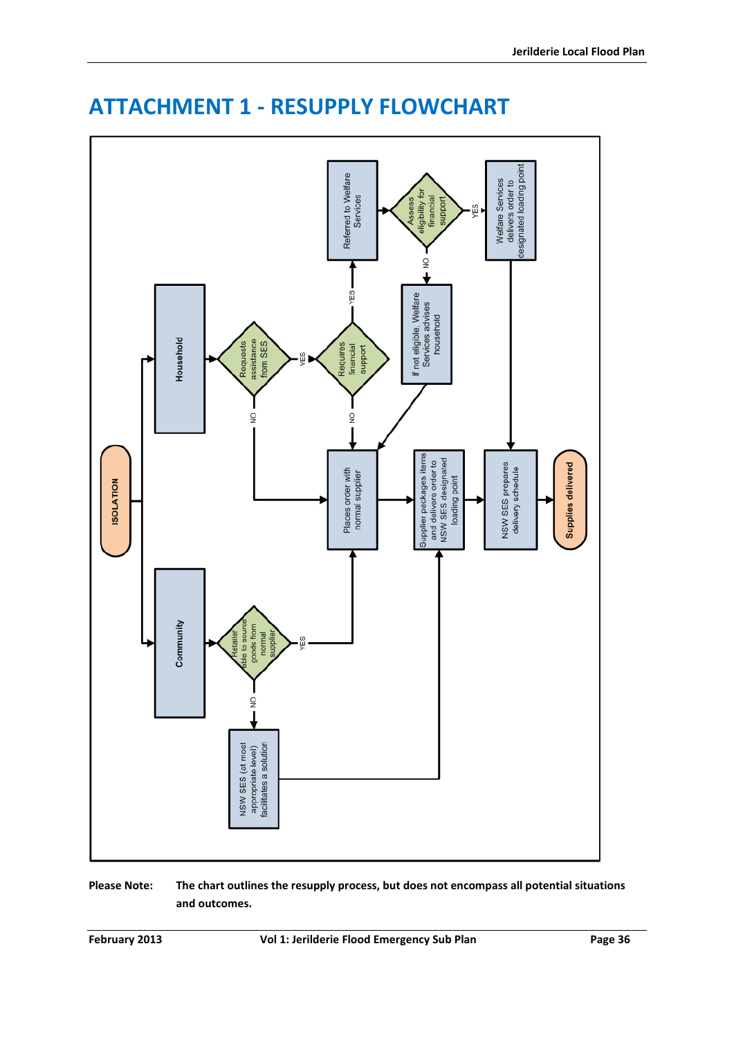# ATTACHMENT 1 - RESUPPLY FLOWCHART

ISOLATION

Household

Requests assistance from SES

YES

Requires financial support

YES

Referred to Welfare Services

Assess eligibility for financial support

YES

Welfare Services delivers order to designated loading point

NO

If not eligible, Welfare Services advises household

NO

NO

Places order with normal supplier

Supplier packages items and delivers order to NSW SES designated loading point

NSW SES prepares delivery schedule

Supplies delivered

Community

Retailer able to source goods from normal supplier

YES

NO

NSW SES (at most appropriate level) facilitates a solution

**Please Note:** **The chart outlines the resupply process, but does not encompass all potential situations and outcomes.**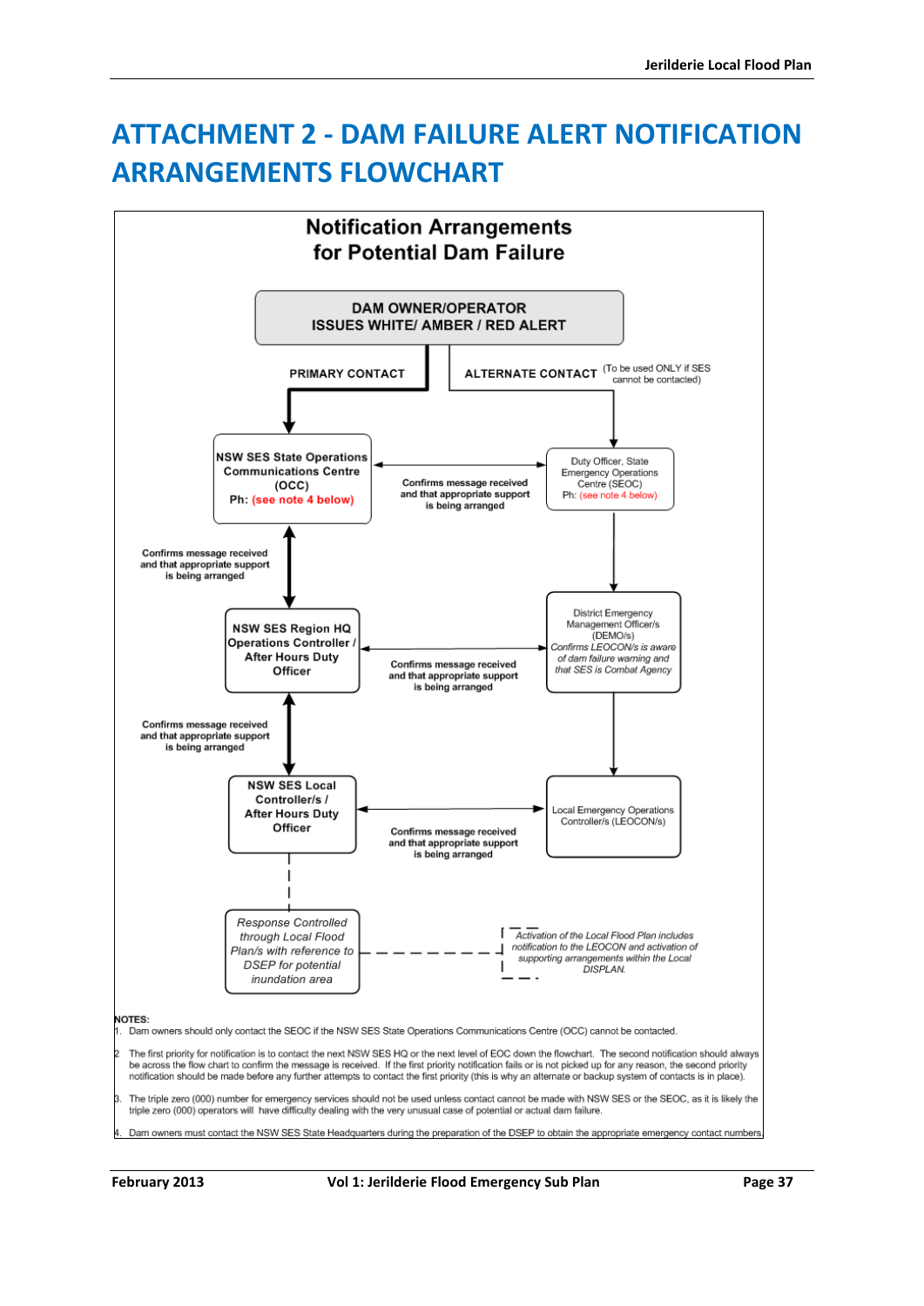# ATTACHMENT 2 - DAM FAILURE ALERT NOTIFICATION ARRANGEMENTS FLOWCHART

**Notification Arrangements for Potential Dam Failure**

**DAM OWNER/OPERATOR ISSUES WHITE/ AMBER / RED ALERT**

**PRIMARY CONTACT**

**ALTERNATE CONTACT** (To be used ONLY if SES cannot be contacted)

**NSW SES State Operations Communications Centre (OCC)**
**Ph: (see note 4 below)**

Duty Officer, State Emergency Operations Centre (SEOC)
Ph: (see note 4 below)

**Confirms message received and that appropriate support is being arranged**

**NSW SES Region HQ Operations Controller / After Hours Duty Officer**

District Emergency Management Officer/s (DEMO/s)
*Confirms LEOCON/s is aware of dam failure warning and that SES is Combat Agency*

**Confirms message received and that appropriate support is being arranged**

**NSW SES Local Controller/s / After Hours Duty Officer**

Local Emergency Operations Controller/s (LEOCON/s)

**Confirms message received and that appropriate support is being arranged**

*Response Controlled through Local Flood Plan/s with reference to DSEP for potential inundation area*

*Activation of the Local Flood Plan includes notification to the LEOCON and activation of supporting arrangements within the Local DISPLAN.*

**NOTES:**

1. Dam owners should only contact the SEOC if the NSW SES State Operations Communications Centre (OCC) cannot be contacted.
2. The first priority for notification is to contact the next NSW SES HQ or the next level of EOC down the flowchart. The second notification should always be across the flow chart to confirm the message is received. If the first priority notification fails or is not picked up for any reason, the second priority notification should be made before any further attempts to contact the first priority (this is why an alternate or backup system of contacts is in place).
3. The triple zero (000) number for emergency services should not be used unless contact cannot be made with NSW SES or the SEOC, as it is likely the triple zero (000) operators will have difficulty dealing with the very unusual case of potential or actual dam failure.
4. Dam owners must contact the NSW SES State Headquarters during the preparation of the DSEP to obtain the appropriate emergency contact numbers.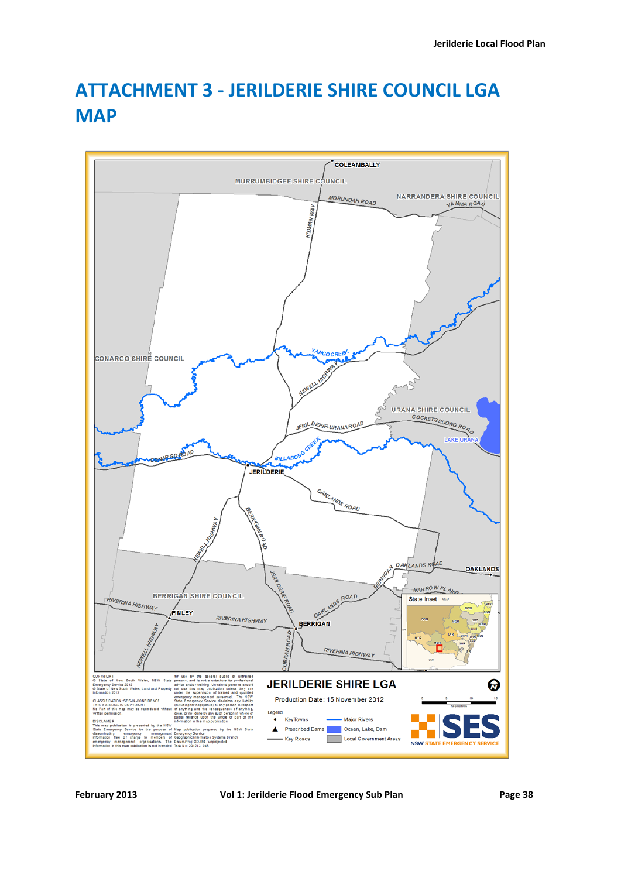# ATTACHMENT 3 - JERILDERIE SHIRE COUNCIL LGA MAP

COLEAMBALLY

MURRUMBIDGEE SHIRE COUNCIL

MORUNDAH ROAD

NARRANDERA SHIRE COUNCIL

YAMMA ROAD

KIDMAN WAY

CONARGO SHIRE COUNCIL

YANCO CREEK

NEWELL HIGHWAY

URANA SHIRE COUNCIL

COCKETGEDONG ROAD

LAKE URANA

JERILDERIE-URANA ROAD

CONARGO ROAD

BILLABONG CREEK

JERILDERIE

OAKLANDS ROAD

NEWELL HIGHWAY

BERRIGAN ROAD

BERRIGAN OAKLANDS ROAD

OAKLANDS

NARROW PLAINS

BERRIGAN SHIRE COUNCIL

RIVERINA HIGHWAY

FINLEY

RIVERINA HIGHWAY

JERILDERIE ROAD

OAKLANDS ROAD

BERRIGAN

NEWELL HIGHWAY

COBRAM ROAD

RIVERINA HIGHWAY

State Inset

COPYRIGHT
© State of New South Wales, NSW State Emergency Service 2012
© State of New South Wales, Land and Property Information 2012

CLASSIFICATION: SES-IN-CONFIDENCE
THIS MATERIAL IS COPYRIGHT
No Part of this map may be reproduced without written permission.

DISCLAIMER
This map publication is prepared by the NSW State Emergency Service for the purpose of disseminating emergency management information free of charge to members of emergency management organisations. The information in this map publication is not intended for use by the general public or untrained persons, and is not a substitute for professional advice and/or training. Untrained persons should not use this map publication unless they are under the supervision of trained and qualified emergency management personnel. The NSW State Emergency Service disclaims any liability (including for negligence) to any person in respect of anything and the consequences of anything, done, or not done by any such person in whole or partial reliance upon the whole or part of the information in this map publication.

Map publication prepared by the NSW State Emergency Service
Geographic Information Systems Branch
Datum/Proj: GDA94 / unprojected
Task No: 201213_348

## JERILDERIE SHIRE LGA

Production Date: 15 November 2012

0 5 10 15
Kilometres

Legend
- Key Towns
- Prescribed Dams
- Key Roads
- Major Rivers
- Ocean, Lake, Dam
- Local Government Areas

SES
NSW STATE EMERGENCY SERVICE